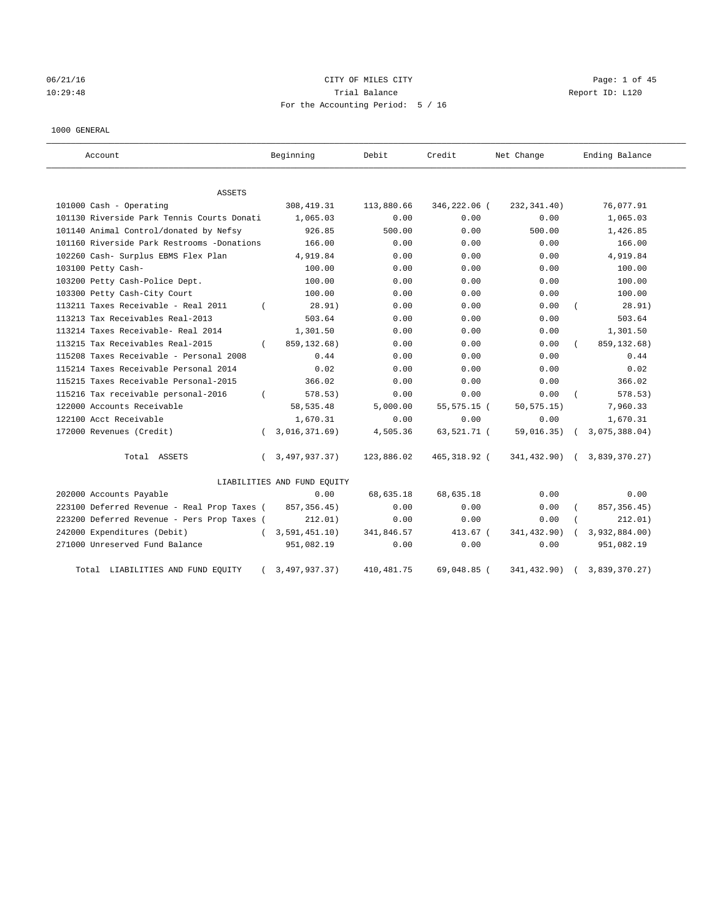CITY OF MILES CITY

Trial Balance

For the Accounting Period: 5 / 16

06/21/16 10:29:48 — Report ID: L120

1000 GENERAL

| Account | Beginning | Debit | Credit | Net Change | Ending Balance |
|---|---|---|---|---|---|
| **ASSETS** | | | | | |
| 101000 Cash - Operating | 308,419.31 | 113,880.66 | 346,222.06 | ( 232,341.40) | 76,077.91 |
| 101130 Riverside Park Tennis Courts Donati | 1,065.03 | 0.00 | 0.00 | 0.00 | 1,065.03 |
| 101140 Animal Control/donated by Nefsy | 926.85 | 500.00 | 0.00 | 500.00 | 1,426.85 |
| 101160 Riverside Park Restrooms -Donations | 166.00 | 0.00 | 0.00 | 0.00 | 166.00 |
| 102260 Cash- Surplus EBMS Flex Plan | 4,919.84 | 0.00 | 0.00 | 0.00 | 4,919.84 |
| 103100 Petty Cash- | 100.00 | 0.00 | 0.00 | 0.00 | 100.00 |
| 103200 Petty Cash-Police Dept. | 100.00 | 0.00 | 0.00 | 0.00 | 100.00 |
| 103300 Petty Cash-City Court | 100.00 | 0.00 | 0.00 | 0.00 | 100.00 |
| 113211 Taxes Receivable - Real 2011 | ( 28.91) | 0.00 | 0.00 | 0.00 | ( 28.91) |
| 113213 Tax Receivables Real-2013 | 503.64 | 0.00 | 0.00 | 0.00 | 503.64 |
| 113214 Taxes Receivable- Real 2014 | 1,301.50 | 0.00 | 0.00 | 0.00 | 1,301.50 |
| 113215 Tax Receivables Real-2015 | ( 859,132.68) | 0.00 | 0.00 | 0.00 | ( 859,132.68) |
| 115208 Taxes Receivable - Personal 2008 | 0.44 | 0.00 | 0.00 | 0.00 | 0.44 |
| 115214 Taxes Receivable Personal 2014 | 0.02 | 0.00 | 0.00 | 0.00 | 0.02 |
| 115215 Taxes Receivable Personal-2015 | 366.02 | 0.00 | 0.00 | 0.00 | 366.02 |
| 115216 Tax receivable personal-2016 | ( 578.53) | 0.00 | 0.00 | 0.00 | ( 578.53) |
| 122000 Accounts Receivable | 58,535.48 | 5,000.00 | 55,575.15 | ( 50,575.15) | 7,960.33 |
| 122100 Acct Receivable | 1,670.31 | 0.00 | 0.00 | 0.00 | 1,670.31 |
| 172000 Revenues (Credit) | ( 3,016,371.69) | 4,505.36 | 63,521.71 | ( 59,016.35) | ( 3,075,388.04) |
| Total ASSETS | ( 3,497,937.37) | 123,886.02 | 465,318.92 | ( 341,432.90) | ( 3,839,370.27) |
| **LIABILITIES AND FUND EQUITY** | | | | | |
| 202000 Accounts Payable | 0.00 | 68,635.18 | 68,635.18 | 0.00 | 0.00 |
| 223100 Deferred Revenue - Real Prop Taxes | ( 857,356.45) | 0.00 | 0.00 | 0.00 | ( 857,356.45) |
| 223200 Deferred Revenue - Pers Prop Taxes | ( 212.01) | 0.00 | 0.00 | 0.00 | ( 212.01) |
| 242000 Expenditures (Debit) | ( 3,591,451.10) | 341,846.57 | 413.67 | ( 341,432.90) | ( 3,932,884.00) |
| 271000 Unreserved Fund Balance | 951,082.19 | 0.00 | 0.00 | 0.00 | 951,082.19 |
| Total LIABILITIES AND FUND EQUITY | ( 3,497,937.37) | 410,481.75 | 69,048.85 | ( 341,432.90) | ( 3,839,370.27) |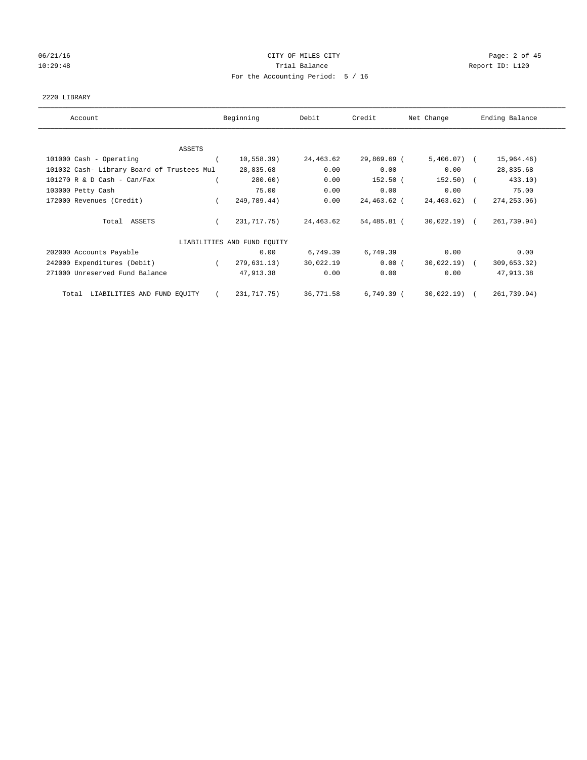CITY OF MILES CITY

Trial Balance

For the Accounting Period: 5 / 16

2220 LIBRARY

| Account | Beginning | Debit | Credit | Net Change | Ending Balance |
|---|---|---|---|---|---|
| ASSETS | | | | | |
| 101000 Cash - Operating | ( 10,558.39) | 24,463.62 | 29,869.69 | ( 5,406.07) | ( 15,964.46) |
| 101032 Cash- Library Board of Trustees Mul | 28,835.68 | 0.00 | 0.00 | 0.00 | 28,835.68 |
| 101270 R & D Cash - Can/Fax | ( 280.60) | 0.00 | 152.50 | ( 152.50) | ( 433.10) |
| 103000 Petty Cash | 75.00 | 0.00 | 0.00 | 0.00 | 75.00 |
| 172000 Revenues (Credit) | ( 249,789.44) | 0.00 | 24,463.62 | ( 24,463.62) | ( 274,253.06) |
| Total ASSETS | ( 231,717.75) | 24,463.62 | 54,485.81 | ( 30,022.19) | ( 261,739.94) |
| LIABILITIES AND FUND EQUITY | | | | | |
| 202000 Accounts Payable | 0.00 | 6,749.39 | 6,749.39 | 0.00 | 0.00 |
| 242000 Expenditures (Debit) | ( 279,631.13) | 30,022.19 | 0.00 | ( 30,022.19) | ( 309,653.32) |
| 271000 Unreserved Fund Balance | 47,913.38 | 0.00 | 0.00 | 0.00 | 47,913.38 |
| Total LIABILITIES AND FUND EQUITY | ( 231,717.75) | 36,771.58 | 6,749.39 | ( 30,022.19) | ( 261,739.94) |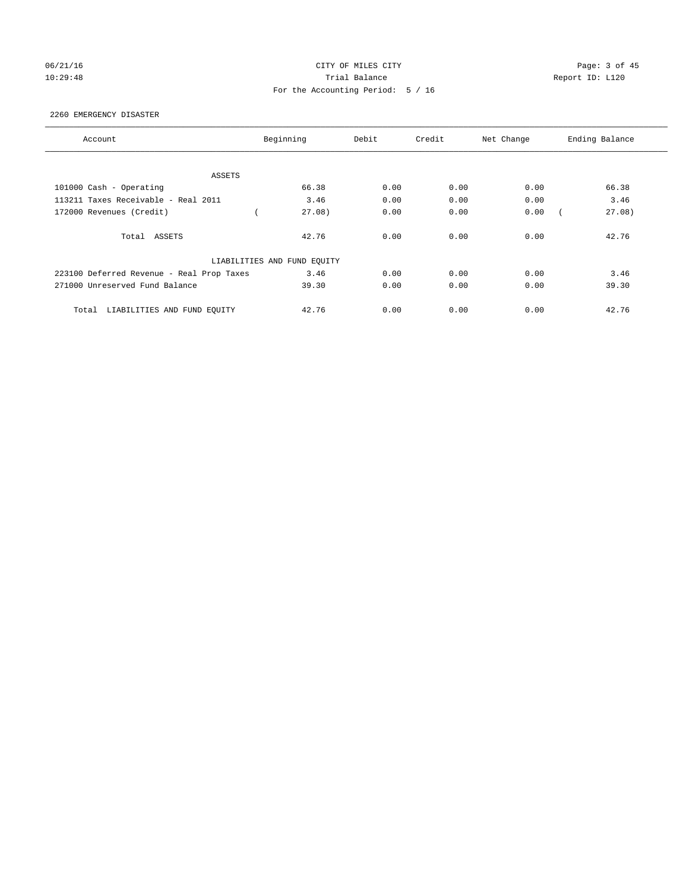CITY OF MILES CITY

Trial Balance

For the Accounting Period: 5 / 16

06/21/16 10:29:48 — Report ID: L120

2260 EMERGENCY DISASTER

| Account | Beginning | Debit | Credit | Net Change | Ending Balance |
|---|---|---|---|---|---|
| ASSETS | | | | | |
| 101000 Cash - Operating | 66.38 | 0.00 | 0.00 | 0.00 | 66.38 |
| 113211 Taxes Receivable - Real 2011 | 3.46 | 0.00 | 0.00 | 0.00 | 3.46 |
| 172000 Revenues (Credit) | ( 27.08) | 0.00 | 0.00 | 0.00 | ( 27.08) |
| Total ASSETS | 42.76 | 0.00 | 0.00 | 0.00 | 42.76 |
| LIABILITIES AND FUND EQUITY | | | | | |
| 223100 Deferred Revenue - Real Prop Taxes | 3.46 | 0.00 | 0.00 | 0.00 | 3.46 |
| 271000 Unreserved Fund Balance | 39.30 | 0.00 | 0.00 | 0.00 | 39.30 |
| Total LIABILITIES AND FUND EQUITY | 42.76 | 0.00 | 0.00 | 0.00 | 42.76 |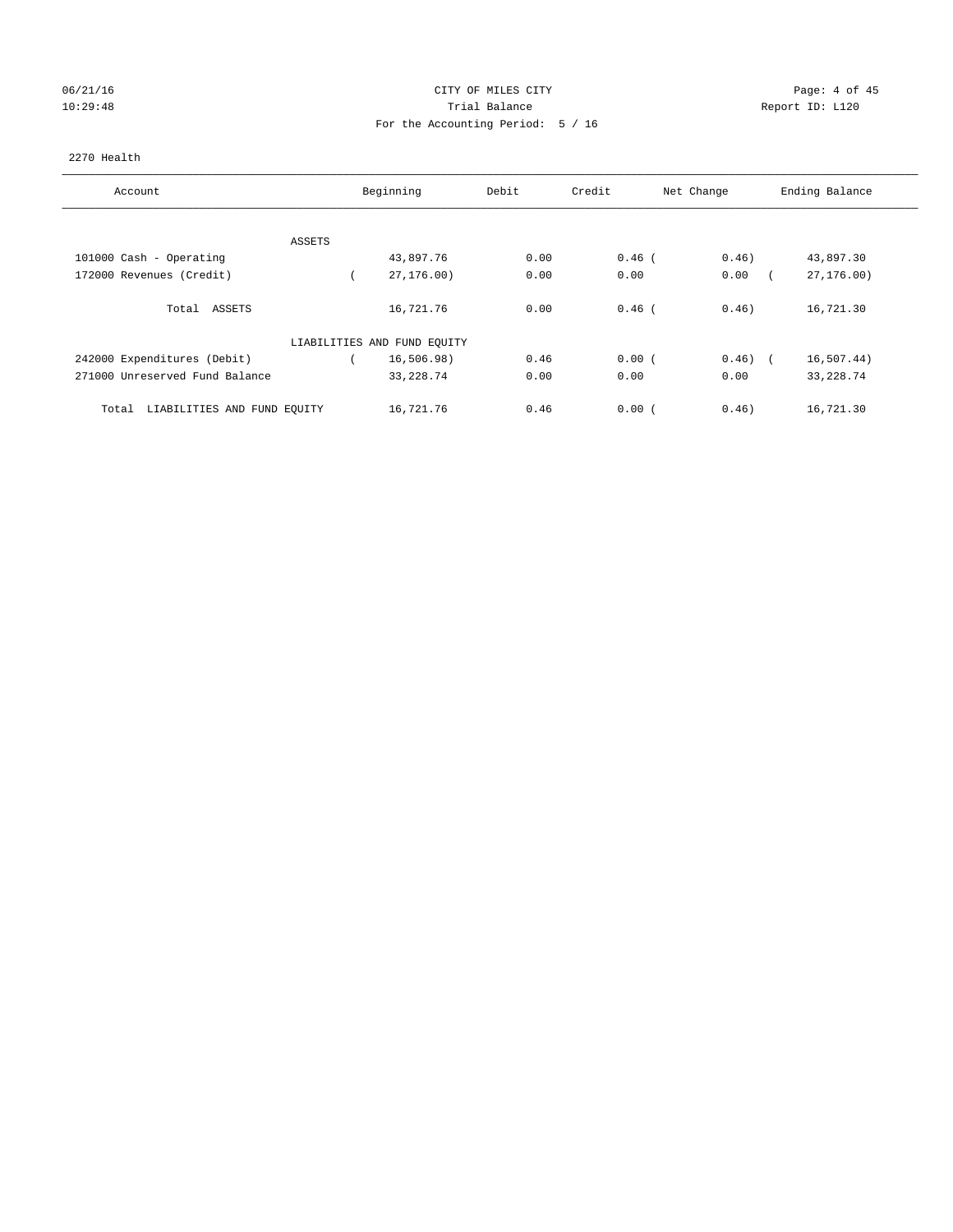CITY OF MILES CITY

Trial Balance

For the Accounting Period: 5 / 16

06/21/16 10:29:48 Report ID: L120

2270 Health

| Account | Beginning | Debit | Credit | Net Change | Ending Balance |
|---|---|---|---|---|---|
| ASSETS | | | | | |
| 101000 Cash - Operating | 43,897.76 | 0.00 | 0.46 | ( 0.46) | 43,897.30 |
| 172000 Revenues (Credit) | ( 27,176.00) | 0.00 | 0.00 | 0.00 | ( 27,176.00) |
| Total ASSETS | 16,721.76 | 0.00 | 0.46 | ( 0.46) | 16,721.30 |
| LIABILITIES AND FUND EQUITY | | | | | |
| 242000 Expenditures (Debit) | ( 16,506.98) | 0.46 | 0.00 | ( 0.46) | ( 16,507.44) |
| 271000 Unreserved Fund Balance | 33,228.74 | 0.00 | 0.00 | 0.00 | 33,228.74 |
| Total LIABILITIES AND FUND EQUITY | 16,721.76 | 0.46 | 0.00 | ( 0.46) | 16,721.30 |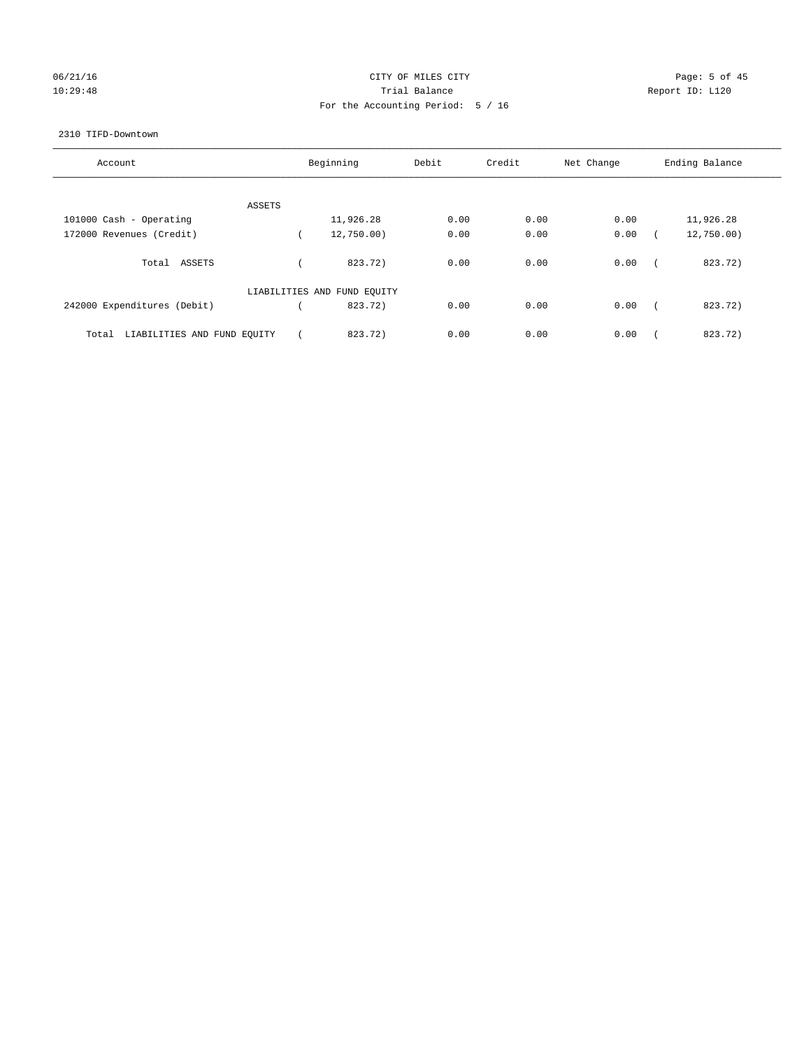CITY OF MILES CITY

Trial Balance

For the Accounting Period: 5 / 16

06/21/16
10:29:48

Report ID: L120

2310 TIFD-Downtown

| Account | Beginning | Debit | Credit | Net Change | Ending Balance |
|---|---|---|---|---|---|
| ASSETS | | | | | |
| 101000 Cash - Operating | 11,926.28 | 0.00 | 0.00 | 0.00 | 11,926.28 |
| 172000 Revenues (Credit) | ( 12,750.00) | 0.00 | 0.00 | 0.00 | ( 12,750.00) |
| Total ASSETS | ( 823.72) | 0.00 | 0.00 | 0.00 | ( 823.72) |
| LIABILITIES AND FUND EQUITY | | | | | |
| 242000 Expenditures (Debit) | ( 823.72) | 0.00 | 0.00 | 0.00 | ( 823.72) |
| Total LIABILITIES AND FUND EQUITY | ( 823.72) | 0.00 | 0.00 | 0.00 | ( 823.72) |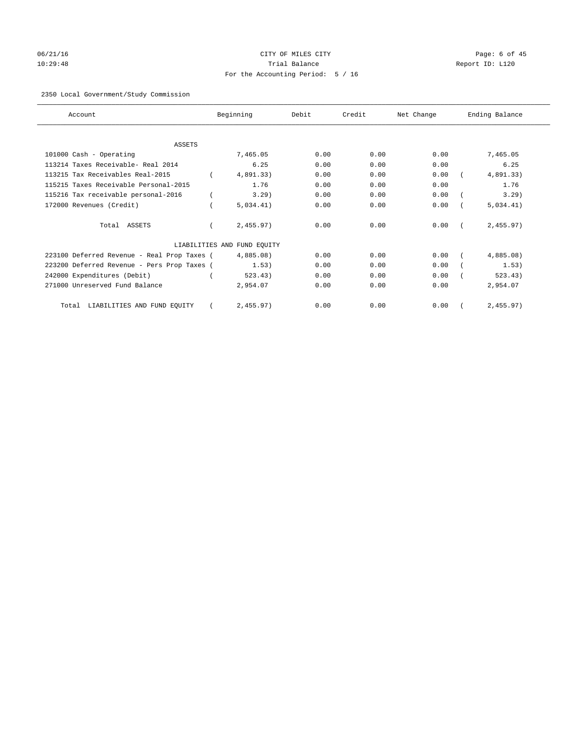CITY OF MILES CITY

Trial Balance

For the Accounting Period: 5 / 16

2350 Local Government/Study Commission

| Account | Beginning | Debit | Credit | Net Change | Ending Balance |
|---|---|---|---|---|---|
| **ASSETS** | | | | | |
| 101000 Cash - Operating | 7,465.05 | 0.00 | 0.00 | 0.00 | 7,465.05 |
| 113214 Taxes Receivable- Real 2014 | 6.25 | 0.00 | 0.00 | 0.00 | 6.25 |
| 113215 Tax Receivables Real-2015 | ( 4,891.33) | 0.00 | 0.00 | 0.00 | ( 4,891.33) |
| 115215 Taxes Receivable Personal-2015 | 1.76 | 0.00 | 0.00 | 0.00 | 1.76 |
| 115216 Tax receivable personal-2016 | ( 3.29) | 0.00 | 0.00 | 0.00 | ( 3.29) |
| 172000 Revenues (Credit) | ( 5,034.41) | 0.00 | 0.00 | 0.00 | ( 5,034.41) |
| Total ASSETS | ( 2,455.97) | 0.00 | 0.00 | 0.00 | ( 2,455.97) |
| **LIABILITIES AND FUND EQUITY** | | | | | |
| 223100 Deferred Revenue - Real Prop Taxes | ( 4,885.08) | 0.00 | 0.00 | 0.00 | ( 4,885.08) |
| 223200 Deferred Revenue - Pers Prop Taxes | ( 1.53) | 0.00 | 0.00 | 0.00 | ( 1.53) |
| 242000 Expenditures (Debit) | ( 523.43) | 0.00 | 0.00 | 0.00 | ( 523.43) |
| 271000 Unreserved Fund Balance | 2,954.07 | 0.00 | 0.00 | 0.00 | 2,954.07 |
| Total LIABILITIES AND FUND EQUITY | ( 2,455.97) | 0.00 | 0.00 | 0.00 | ( 2,455.97) |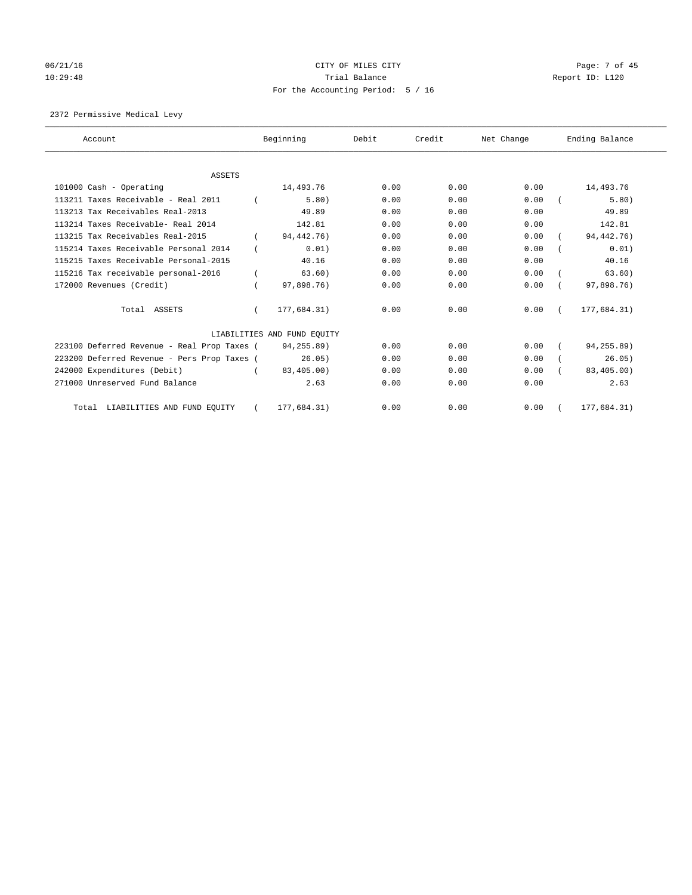CITY OF MILES CITY

Trial Balance

For the Accounting Period: 5 / 16

06/21/16
10:29:48

Report ID: L120

2372 Permissive Medical Levy

| Account | Beginning | Debit | Credit | Net Change | Ending Balance |
|---|---|---|---|---|---|
| ASSETS | | | | | |
| 101000 Cash - Operating | 14,493.76 | 0.00 | 0.00 | 0.00 | 14,493.76 |
| 113211 Taxes Receivable - Real 2011 | ( 5.80) | 0.00 | 0.00 | 0.00 | ( 5.80) |
| 113213 Tax Receivables Real-2013 | 49.89 | 0.00 | 0.00 | 0.00 | 49.89 |
| 113214 Taxes Receivable- Real 2014 | 142.81 | 0.00 | 0.00 | 0.00 | 142.81 |
| 113215 Tax Receivables Real-2015 | ( 94,442.76) | 0.00 | 0.00 | 0.00 | ( 94,442.76) |
| 115214 Taxes Receivable Personal 2014 | ( 0.01) | 0.00 | 0.00 | 0.00 | ( 0.01) |
| 115215 Taxes Receivable Personal-2015 | 40.16 | 0.00 | 0.00 | 0.00 | 40.16 |
| 115216 Tax receivable personal-2016 | ( 63.60) | 0.00 | 0.00 | 0.00 | ( 63.60) |
| 172000 Revenues (Credit) | ( 97,898.76) | 0.00 | 0.00 | 0.00 | ( 97,898.76) |
| Total ASSETS | ( 177,684.31) | 0.00 | 0.00 | 0.00 | ( 177,684.31) |
| LIABILITIES AND FUND EQUITY | | | | | |
| 223100 Deferred Revenue - Real Prop Taxes | ( 94,255.89) | 0.00 | 0.00 | 0.00 | ( 94,255.89) |
| 223200 Deferred Revenue - Pers Prop Taxes | ( 26.05) | 0.00 | 0.00 | 0.00 | ( 26.05) |
| 242000 Expenditures (Debit) | ( 83,405.00) | 0.00 | 0.00 | 0.00 | ( 83,405.00) |
| 271000 Unreserved Fund Balance | 2.63 | 0.00 | 0.00 | 0.00 | 2.63 |
| Total LIABILITIES AND FUND EQUITY | ( 177,684.31) | 0.00 | 0.00 | 0.00 | ( 177,684.31) |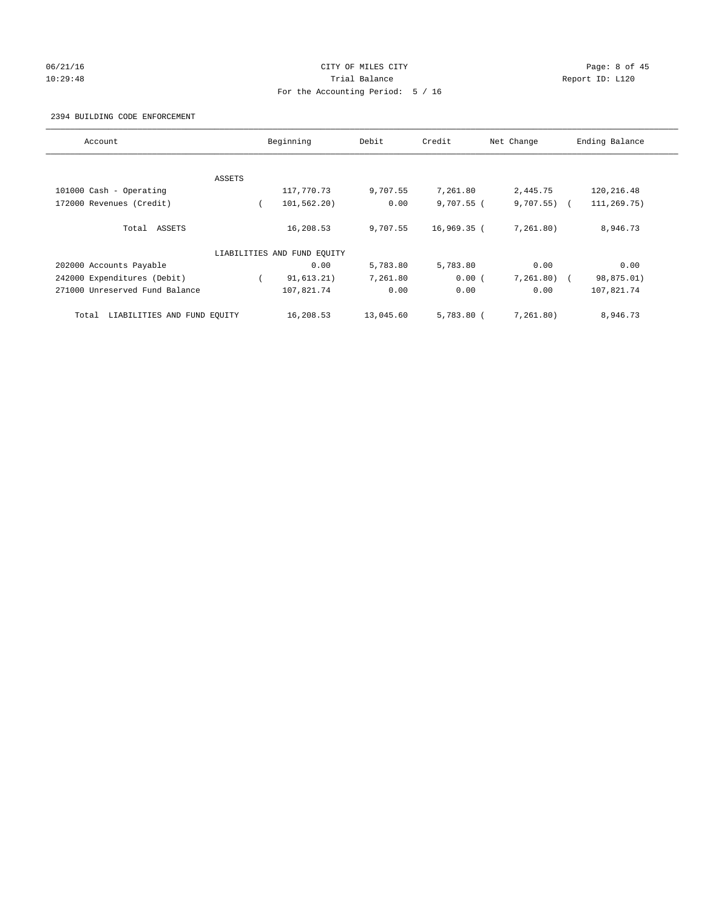CITY OF MILES CITY

Trial Balance

For the Accounting Period: 5 / 16

06/21/16
10:29:48

Report ID: L120

2394 BUILDING CODE ENFORCEMENT

| Account | Beginning | Debit | Credit | Net Change | Ending Balance |
|---|---|---|---|---|---|
| ASSETS | | | | | |
| 101000 Cash - Operating | 117,770.73 | 9,707.55 | 7,261.80 | 2,445.75 | 120,216.48 |
| 172000 Revenues (Credit) | ( 101,562.20) | 0.00 | 9,707.55 | ( 9,707.55) | ( 111,269.75) |
| Total ASSETS | 16,208.53 | 9,707.55 | 16,969.35 | ( 7,261.80) | 8,946.73 |
| LIABILITIES AND FUND EQUITY | | | | | |
| 202000 Accounts Payable | 0.00 | 5,783.80 | 5,783.80 | 0.00 | 0.00 |
| 242000 Expenditures (Debit) | ( 91,613.21) | 7,261.80 | 0.00 | ( 7,261.80) | ( 98,875.01) |
| 271000 Unreserved Fund Balance | 107,821.74 | 0.00 | 0.00 | 0.00 | 107,821.74 |
| Total LIABILITIES AND FUND EQUITY | 16,208.53 | 13,045.60 | 5,783.80 | ( 7,261.80) | 8,946.73 |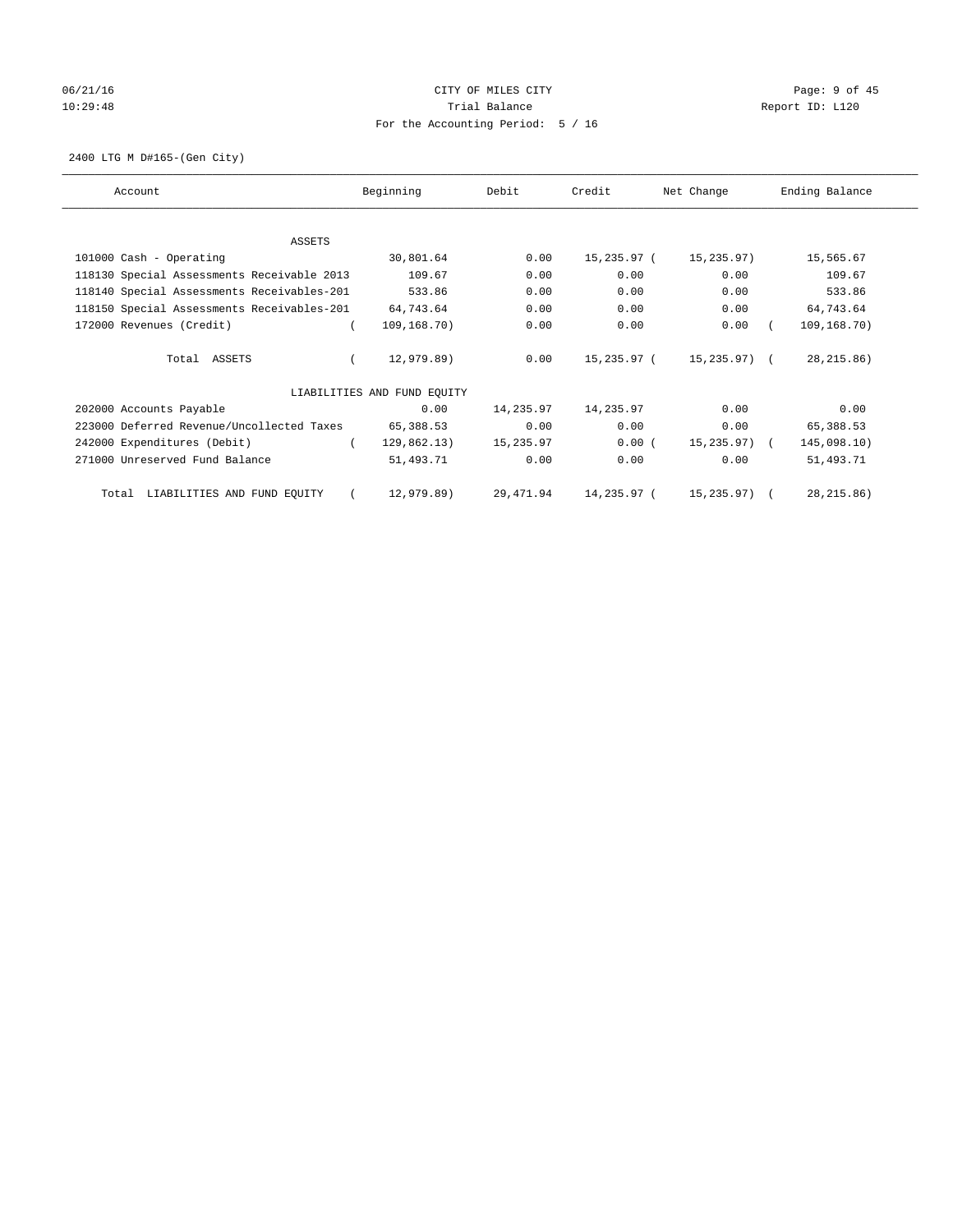CITY OF MILES CITY
Trial Balance
For the Accounting Period: 5 / 16

06/21/16
10:29:48

Report ID: L120

2400 LTG M D#165-(Gen City)

| Account | Beginning | Debit | Credit | Net Change | Ending Balance |
|---|---|---|---|---|---|
| ASSETS | | | | | |
| 101000 Cash - Operating | 30,801.64 | 0.00 | 15,235.97 | ( 15,235.97) | 15,565.67 |
| 118130 Special Assessments Receivable 2013 | 109.67 | 0.00 | 0.00 | 0.00 | 109.67 |
| 118140 Special Assessments Receivables-201 | 533.86 | 0.00 | 0.00 | 0.00 | 533.86 |
| 118150 Special Assessments Receivables-201 | 64,743.64 | 0.00 | 0.00 | 0.00 | 64,743.64 |
| 172000 Revenues (Credit) | ( 109,168.70) | 0.00 | 0.00 | 0.00 | ( 109,168.70) |
| Total ASSETS | ( 12,979.89) | 0.00 | 15,235.97 | ( 15,235.97) | ( 28,215.86) |
| LIABILITIES AND FUND EQUITY | | | | | |
| 202000 Accounts Payable | 0.00 | 14,235.97 | 14,235.97 | 0.00 | 0.00 |
| 223000 Deferred Revenue/Uncollected Taxes | 65,388.53 | 0.00 | 0.00 | 0.00 | 65,388.53 |
| 242000 Expenditures (Debit) | ( 129,862.13) | 15,235.97 | 0.00 | ( 15,235.97) | ( 145,098.10) |
| 271000 Unreserved Fund Balance | 51,493.71 | 0.00 | 0.00 | 0.00 | 51,493.71 |
| Total LIABILITIES AND FUND EQUITY | ( 12,979.89) | 29,471.94 | 14,235.97 | ( 15,235.97) | ( 28,215.86) |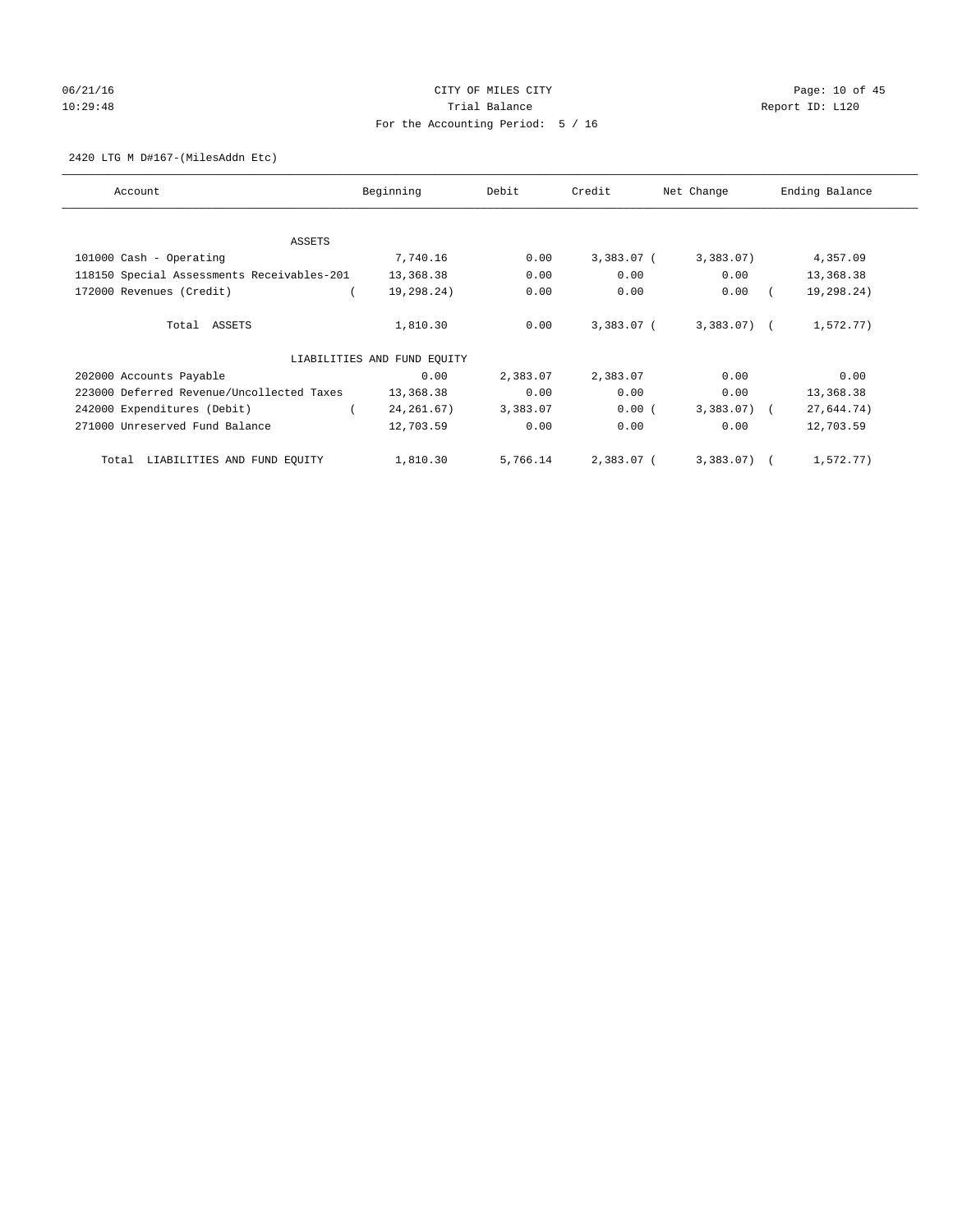CITY OF MILES CITY
Trial Balance
For the Accounting Period: 5 / 16

2420 LTG M D#167-(MilesAddn Etc)

| Account | Beginning | Debit | Credit | Net Change | Ending Balance |
|---|---|---|---|---|---|
| ASSETS | | | | | |
| 101000 Cash - Operating | 7,740.16 | 0.00 | 3,383.07 | (3,383.07) | 4,357.09 |
| 118150 Special Assessments Receivables-201 | 13,368.38 | 0.00 | 0.00 | 0.00 | 13,368.38 |
| 172000 Revenues (Credit) | (19,298.24) | 0.00 | 0.00 | 0.00 | (19,298.24) |
| Total ASSETS | 1,810.30 | 0.00 | 3,383.07 | (3,383.07) | (1,572.77) |
| LIABILITIES AND FUND EQUITY | | | | | |
| 202000 Accounts Payable | 0.00 | 2,383.07 | 2,383.07 | 0.00 | 0.00 |
| 223000 Deferred Revenue/Uncollected Taxes | 13,368.38 | 0.00 | 0.00 | 0.00 | 13,368.38 |
| 242000 Expenditures (Debit) | (24,261.67) | 3,383.07 | 0.00 | (3,383.07) | (27,644.74) |
| 271000 Unreserved Fund Balance | 12,703.59 | 0.00 | 0.00 | 0.00 | 12,703.59 |
| Total LIABILITIES AND FUND EQUITY | 1,810.30 | 5,766.14 | 2,383.07 | (3,383.07) | (1,572.77) |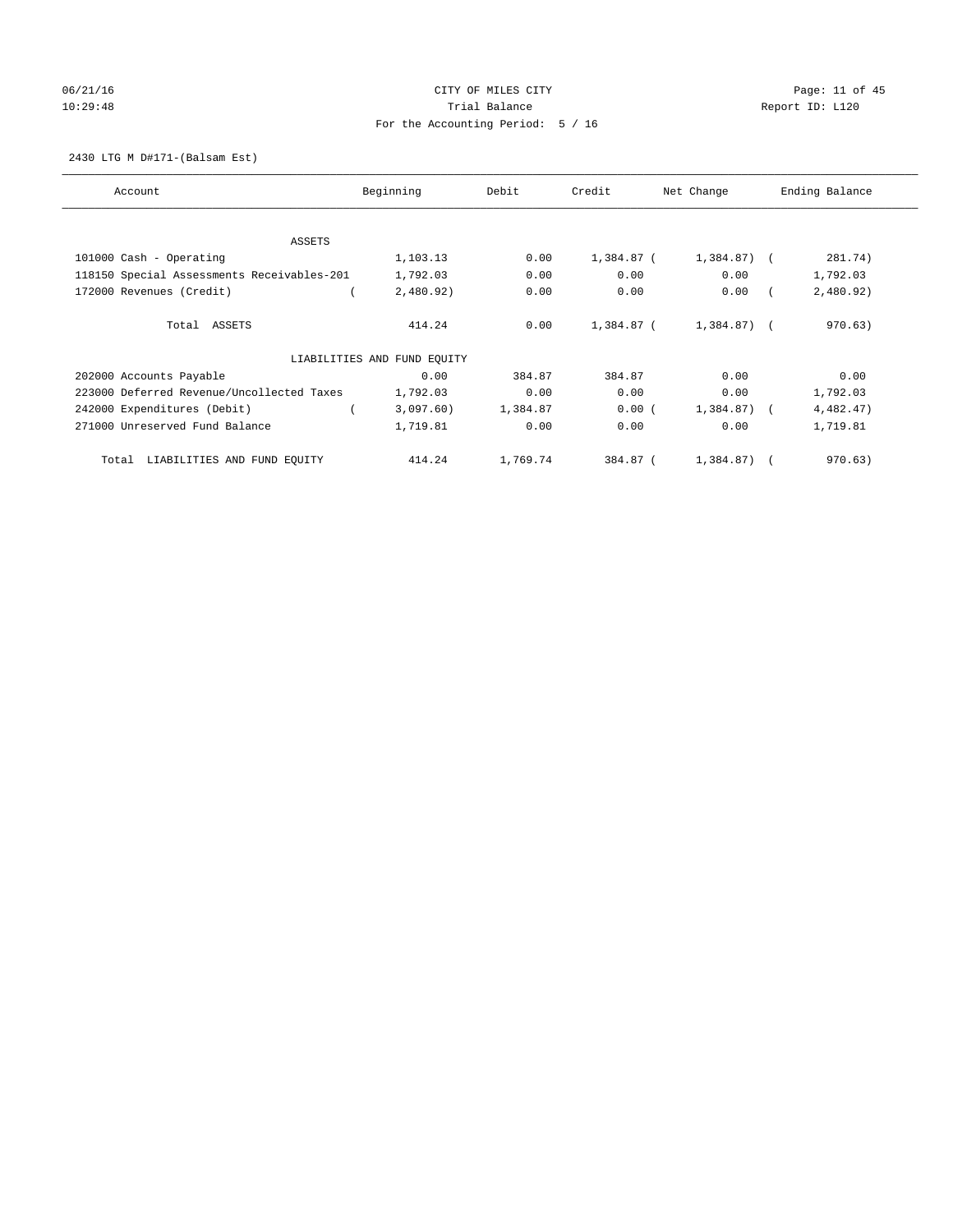CITY OF MILES CITY

Trial Balance

For the Accounting Period: 5 / 16

06/21/16 10:29:48 — Report ID: L120

2430 LTG M D#171-(Balsam Est)

| Account | Beginning | Debit | Credit | Net Change | Ending Balance |
|---|---|---|---|---|---|
| ASSETS | | | | | |
| 101000 Cash - Operating | 1,103.13 | 0.00 | 1,384.87 | ( 1,384.87) | ( 281.74) |
| 118150 Special Assessments Receivables-201 | 1,792.03 | 0.00 | 0.00 | 0.00 | 1,792.03 |
| 172000 Revenues (Credit) | ( 2,480.92) | 0.00 | 0.00 | 0.00 | ( 2,480.92) |
| Total ASSETS | 414.24 | 0.00 | 1,384.87 | ( 1,384.87) | ( 970.63) |
| LIABILITIES AND FUND EQUITY | | | | | |
| 202000 Accounts Payable | 0.00 | 384.87 | 384.87 | 0.00 | 0.00 |
| 223000 Deferred Revenue/Uncollected Taxes | 1,792.03 | 0.00 | 0.00 | 0.00 | 1,792.03 |
| 242000 Expenditures (Debit) | ( 3,097.60) | 1,384.87 | 0.00 | ( 1,384.87) | ( 4,482.47) |
| 271000 Unreserved Fund Balance | 1,719.81 | 0.00 | 0.00 | 0.00 | 1,719.81 |
| Total LIABILITIES AND FUND EQUITY | 414.24 | 1,769.74 | 384.87 | ( 1,384.87) | ( 970.63) |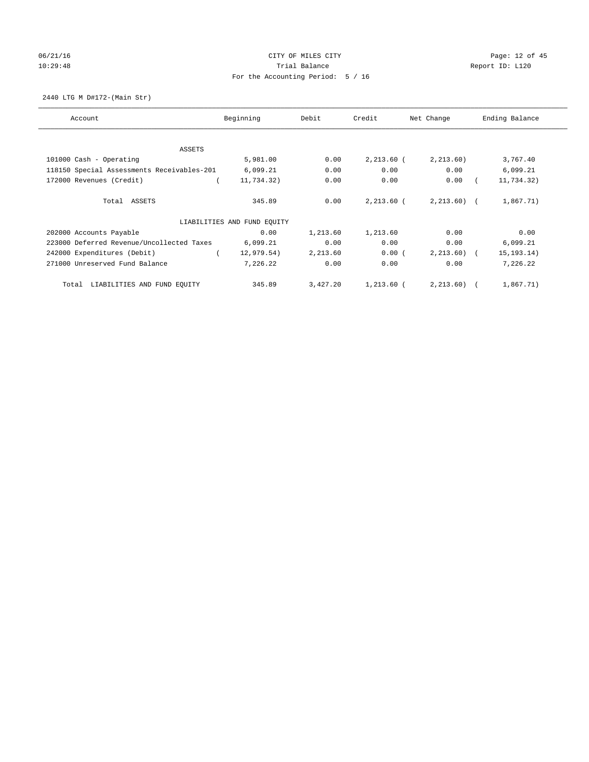CITY OF MILES CITY

Trial Balance

For the Accounting Period: 5 / 16

2440 LTG M D#172-(Main Str)

| Account | Beginning | Debit | Credit | Net Change | Ending Balance |
|---|---|---|---|---|---|
| ASSETS | | | | | |
| 101000 Cash - Operating | 5,981.00 | 0.00 | 2,213.60 | ( 2,213.60) | 3,767.40 |
| 118150 Special Assessments Receivables-201 | 6,099.21 | 0.00 | 0.00 | 0.00 | 6,099.21 |
| 172000 Revenues (Credit) | ( 11,734.32) | 0.00 | 0.00 | 0.00 | ( 11,734.32) |
| Total ASSETS | 345.89 | 0.00 | 2,213.60 | ( 2,213.60) | ( 1,867.71) |
| LIABILITIES AND FUND EQUITY | | | | | |
| 202000 Accounts Payable | 0.00 | 1,213.60 | 1,213.60 | 0.00 | 0.00 |
| 223000 Deferred Revenue/Uncollected Taxes | 6,099.21 | 0.00 | 0.00 | 0.00 | 6,099.21 |
| 242000 Expenditures (Debit) | ( 12,979.54) | 2,213.60 | 0.00 | ( 2,213.60) | ( 15,193.14) |
| 271000 Unreserved Fund Balance | 7,226.22 | 0.00 | 0.00 | 0.00 | 7,226.22 |
| Total LIABILITIES AND FUND EQUITY | 345.89 | 3,427.20 | 1,213.60 | ( 2,213.60) | ( 1,867.71) |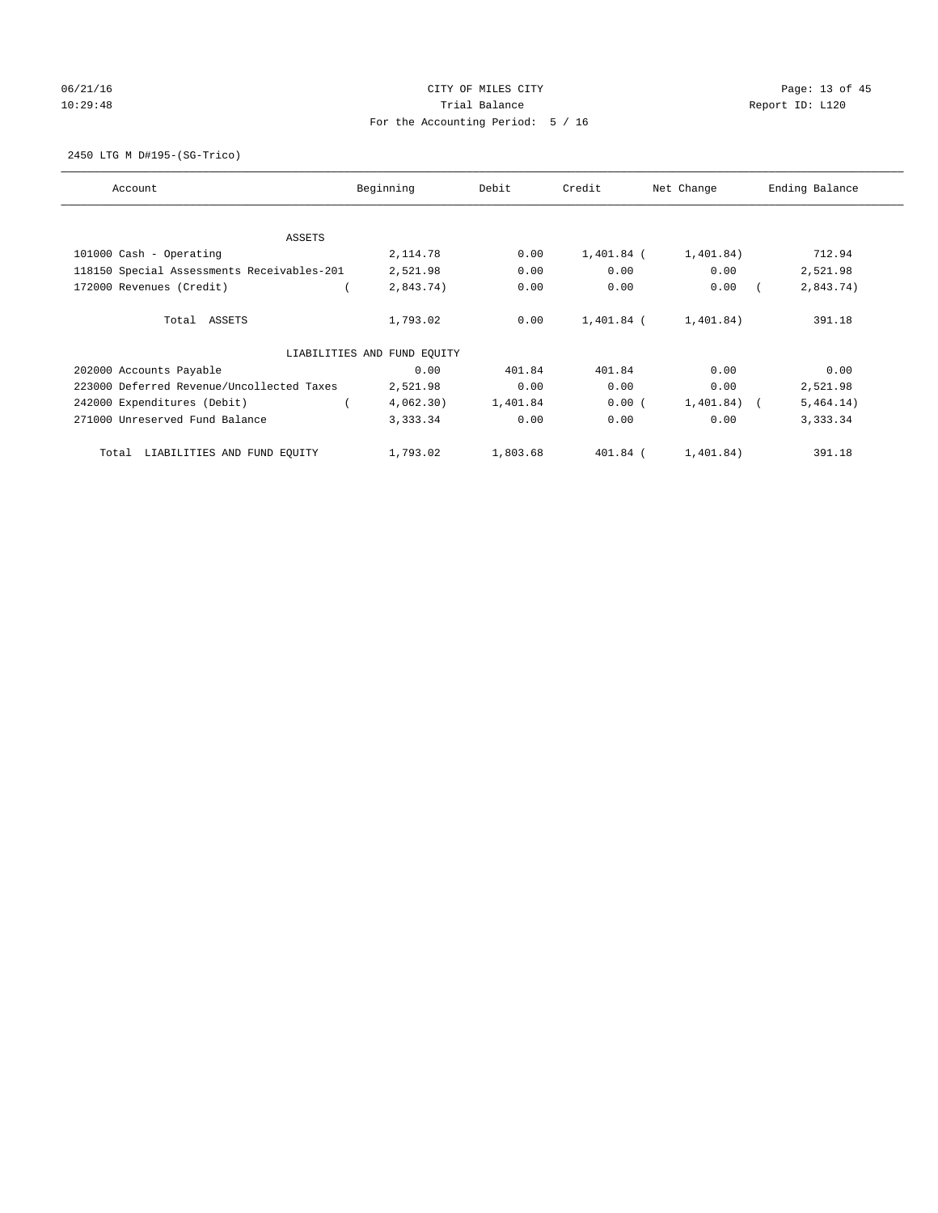CITY OF MILES CITY

Trial Balance

For the Accounting Period: 5 / 16

06/21/16 10:29:48

Report ID: L120

2450 LTG M D#195-(SG-Trico)

| Account | Beginning | Debit | Credit | Net Change | Ending Balance |
|---|---|---|---|---|---|
| ASSETS | | | | | |
| 101000 Cash - Operating | 2,114.78 | 0.00 | 1,401.84 | (1,401.84) | 712.94 |
| 118150 Special Assessments Receivables-201 | 2,521.98 | 0.00 | 0.00 | 0.00 | 2,521.98 |
| 172000 Revenues (Credit) | (2,843.74) | 0.00 | 0.00 | 0.00 | (2,843.74) |
| Total ASSETS | 1,793.02 | 0.00 | 1,401.84 | (1,401.84) | 391.18 |
| LIABILITIES AND FUND EQUITY | | | | | |
| 202000 Accounts Payable | 0.00 | 401.84 | 401.84 | 0.00 | 0.00 |
| 223000 Deferred Revenue/Uncollected Taxes | 2,521.98 | 0.00 | 0.00 | 0.00 | 2,521.98 |
| 242000 Expenditures (Debit) | (4,062.30) | 1,401.84 | 0.00 | (1,401.84) | (5,464.14) |
| 271000 Unreserved Fund Balance | 3,333.34 | 0.00 | 0.00 | 0.00 | 3,333.34 |
| Total LIABILITIES AND FUND EQUITY | 1,793.02 | 1,803.68 | 401.84 | (1,401.84) | 391.18 |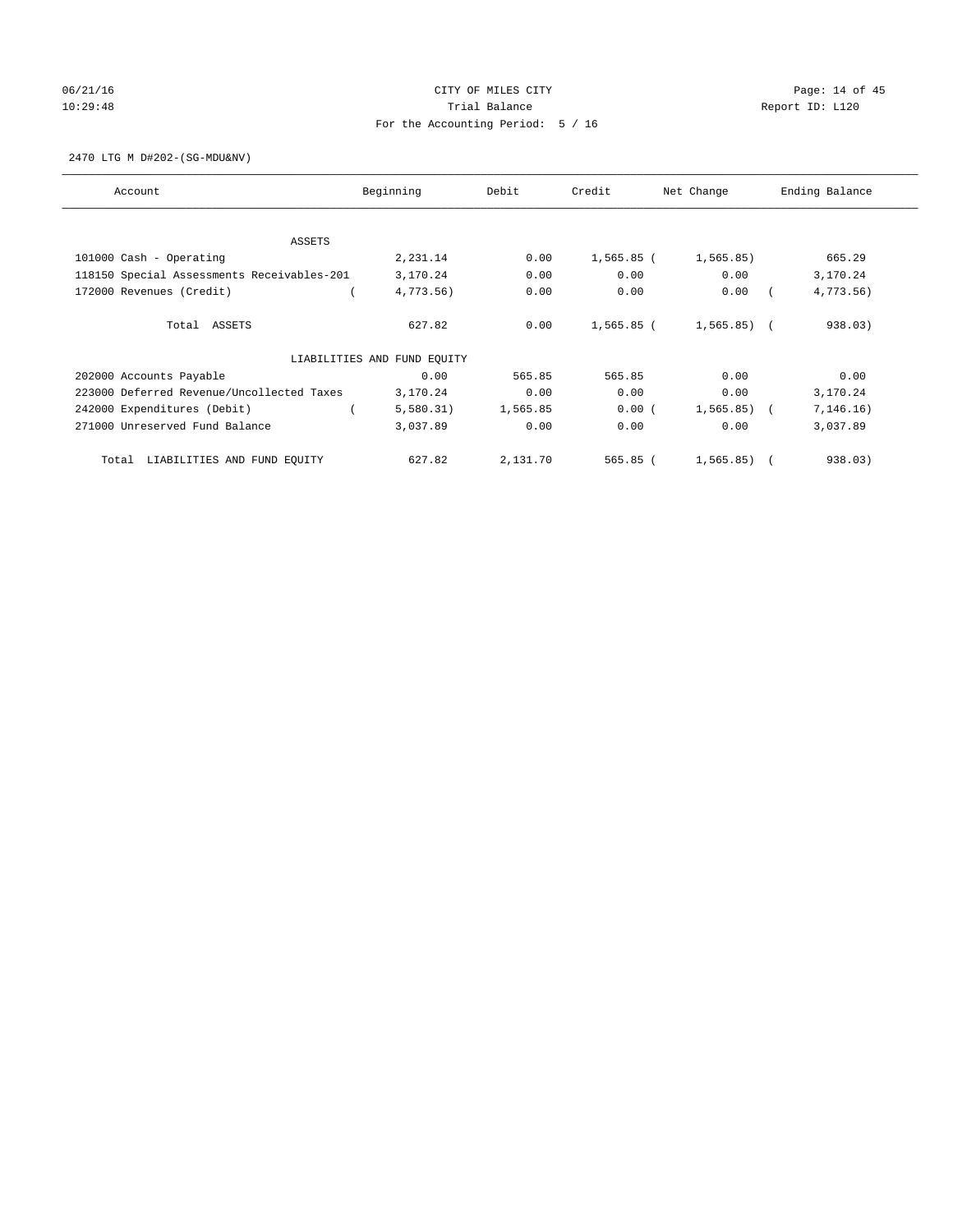CITY OF MILES CITY
Trial Balance
For the Accounting Period: 5 / 16

06/21/16
10:29:48

Report ID: L120

2470 LTG M D#202-(SG-MDU&NV)

| Account | Beginning | Debit | Credit | Net Change | Ending Balance |
|---|---|---|---|---|---|
| ASSETS | | | | | |
| 101000 Cash - Operating | 2,231.14 | 0.00 | 1,565.85 | (1,565.85) | 665.29 |
| 118150 Special Assessments Receivables-201 | 3,170.24 | 0.00 | 0.00 | 0.00 | 3,170.24 |
| 172000 Revenues (Credit) | (4,773.56) | 0.00 | 0.00 | 0.00 | (4,773.56) |
| Total ASSETS | 627.82 | 0.00 | 1,565.85 | (1,565.85) | (938.03) |
| LIABILITIES AND FUND EQUITY | | | | | |
| 202000 Accounts Payable | 0.00 | 565.85 | 565.85 | 0.00 | 0.00 |
| 223000 Deferred Revenue/Uncollected Taxes | 3,170.24 | 0.00 | 0.00 | 0.00 | 3,170.24 |
| 242000 Expenditures (Debit) | (5,580.31) | 1,565.85 | 0.00 | (1,565.85) | (7,146.16) |
| 271000 Unreserved Fund Balance | 3,037.89 | 0.00 | 0.00 | 0.00 | 3,037.89 |
| Total LIABILITIES AND FUND EQUITY | 627.82 | 2,131.70 | 565.85 | (1,565.85) | (938.03) |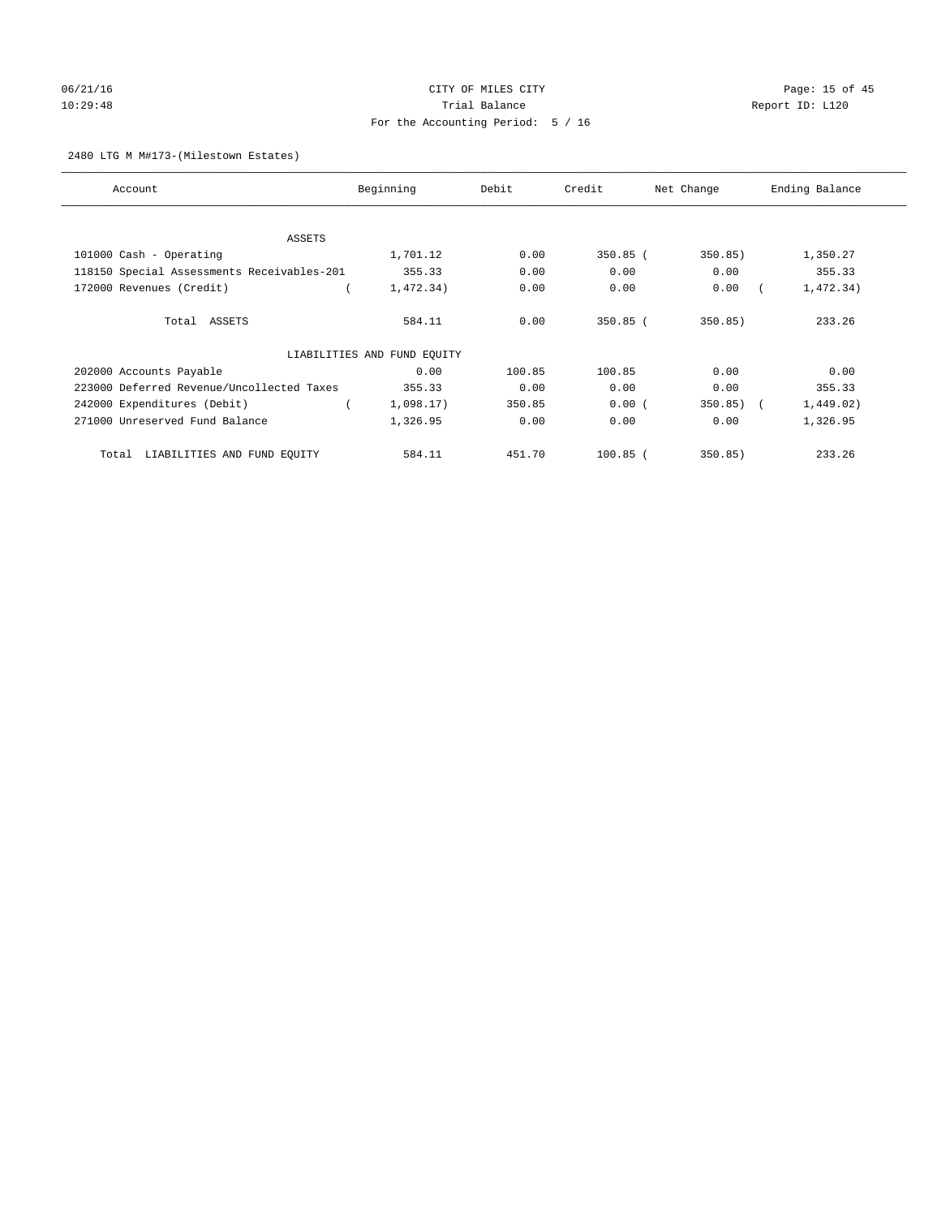CITY OF MILES CITY

Trial Balance

For the Accounting Period: 5 / 16

2480 LTG M M#173-(Milestown Estates)

| Account | Beginning | Debit | Credit | Net Change | Ending Balance |
|---|---|---|---|---|---|
| ASSETS | | | | | |
| 101000 Cash - Operating | 1,701.12 | 0.00 | 350.85 | ( 350.85) | 1,350.27 |
| 118150 Special Assessments Receivables-201 | 355.33 | 0.00 | 0.00 | 0.00 | 355.33 |
| 172000 Revenues (Credit) | ( 1,472.34) | 0.00 | 0.00 | 0.00 | ( 1,472.34) |
| Total ASSETS | 584.11 | 0.00 | 350.85 | ( 350.85) | 233.26 |
| LIABILITIES AND FUND EQUITY | | | | | |
| 202000 Accounts Payable | 0.00 | 100.85 | 100.85 | 0.00 | 0.00 |
| 223000 Deferred Revenue/Uncollected Taxes | 355.33 | 0.00 | 0.00 | 0.00 | 355.33 |
| 242000 Expenditures (Debit) | ( 1,098.17) | 350.85 | 0.00 | ( 350.85) | ( 1,449.02) |
| 271000 Unreserved Fund Balance | 1,326.95 | 0.00 | 0.00 | 0.00 | 1,326.95 |
| Total LIABILITIES AND FUND EQUITY | 584.11 | 451.70 | 100.85 | ( 350.85) | 233.26 |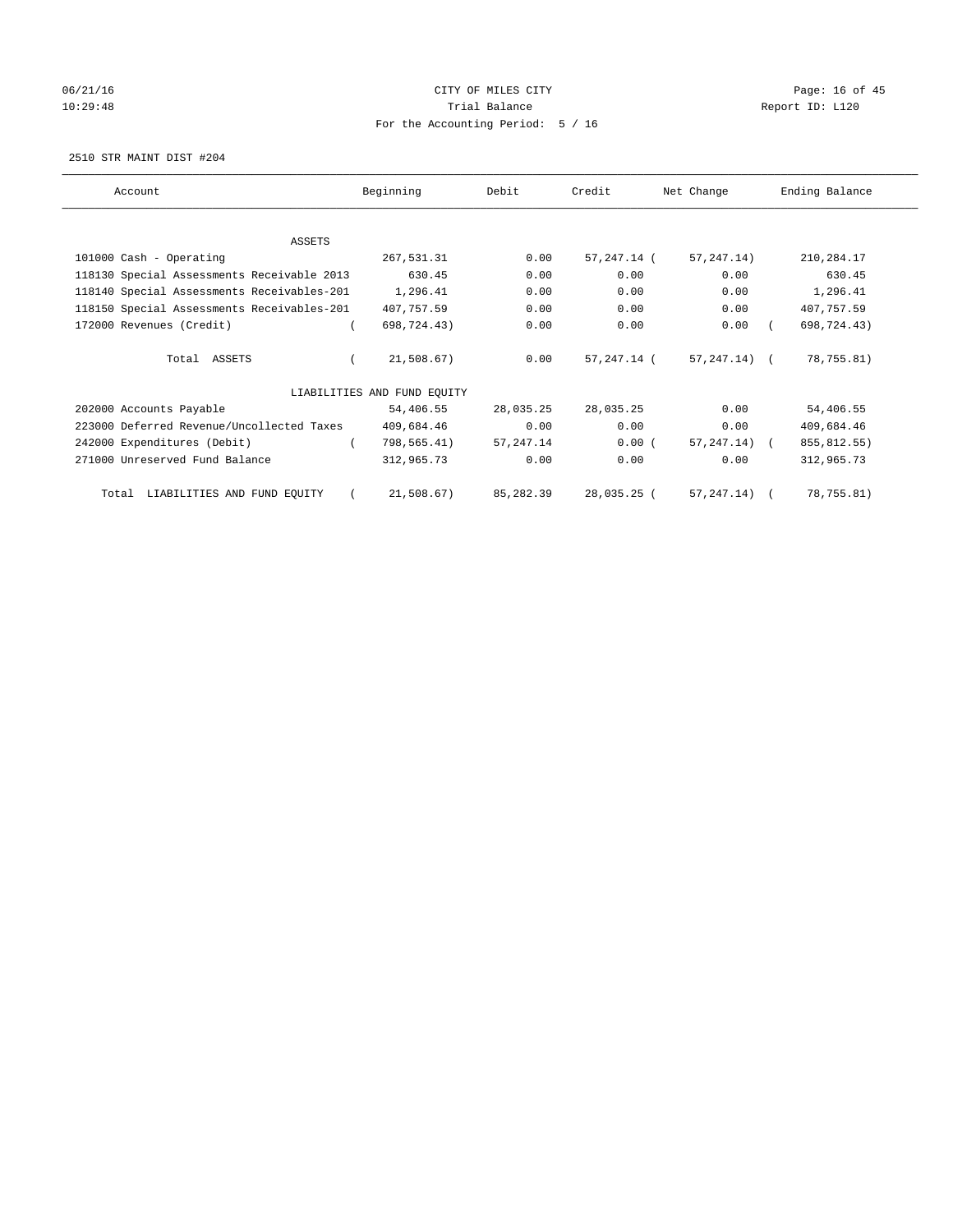CITY OF MILES CITY
Trial Balance
For the Accounting Period: 5 / 16

06/21/16
10:29:48

Report ID: L120

2510 STR MAINT DIST #204

| Account | Beginning | Debit | Credit | Net Change | Ending Balance |
|---|---|---|---|---|---|
| ASSETS | | | | | |
| 101000 Cash - Operating | 267,531.31 | 0.00 | 57,247.14 | ( 57,247.14) | 210,284.17 |
| 118130 Special Assessments Receivable 2013 | 630.45 | 0.00 | 0.00 | 0.00 | 630.45 |
| 118140 Special Assessments Receivables-201 | 1,296.41 | 0.00 | 0.00 | 0.00 | 1,296.41 |
| 118150 Special Assessments Receivables-201 | 407,757.59 | 0.00 | 0.00 | 0.00 | 407,757.59 |
| 172000 Revenues (Credit) | ( 698,724.43) | 0.00 | 0.00 | 0.00 | ( 698,724.43) |
| Total ASSETS | ( 21,508.67) | 0.00 | 57,247.14 | ( 57,247.14) | ( 78,755.81) |
| LIABILITIES AND FUND EQUITY | | | | | |
| 202000 Accounts Payable | 54,406.55 | 28,035.25 | 28,035.25 | 0.00 | 54,406.55 |
| 223000 Deferred Revenue/Uncollected Taxes | 409,684.46 | 0.00 | 0.00 | 0.00 | 409,684.46 |
| 242000 Expenditures (Debit) | ( 798,565.41) | 57,247.14 | 0.00 | ( 57,247.14) | ( 855,812.55) |
| 271000 Unreserved Fund Balance | 312,965.73 | 0.00 | 0.00 | 0.00 | 312,965.73 |
| Total LIABILITIES AND FUND EQUITY | ( 21,508.67) | 85,282.39 | 28,035.25 | ( 57,247.14) | ( 78,755.81) |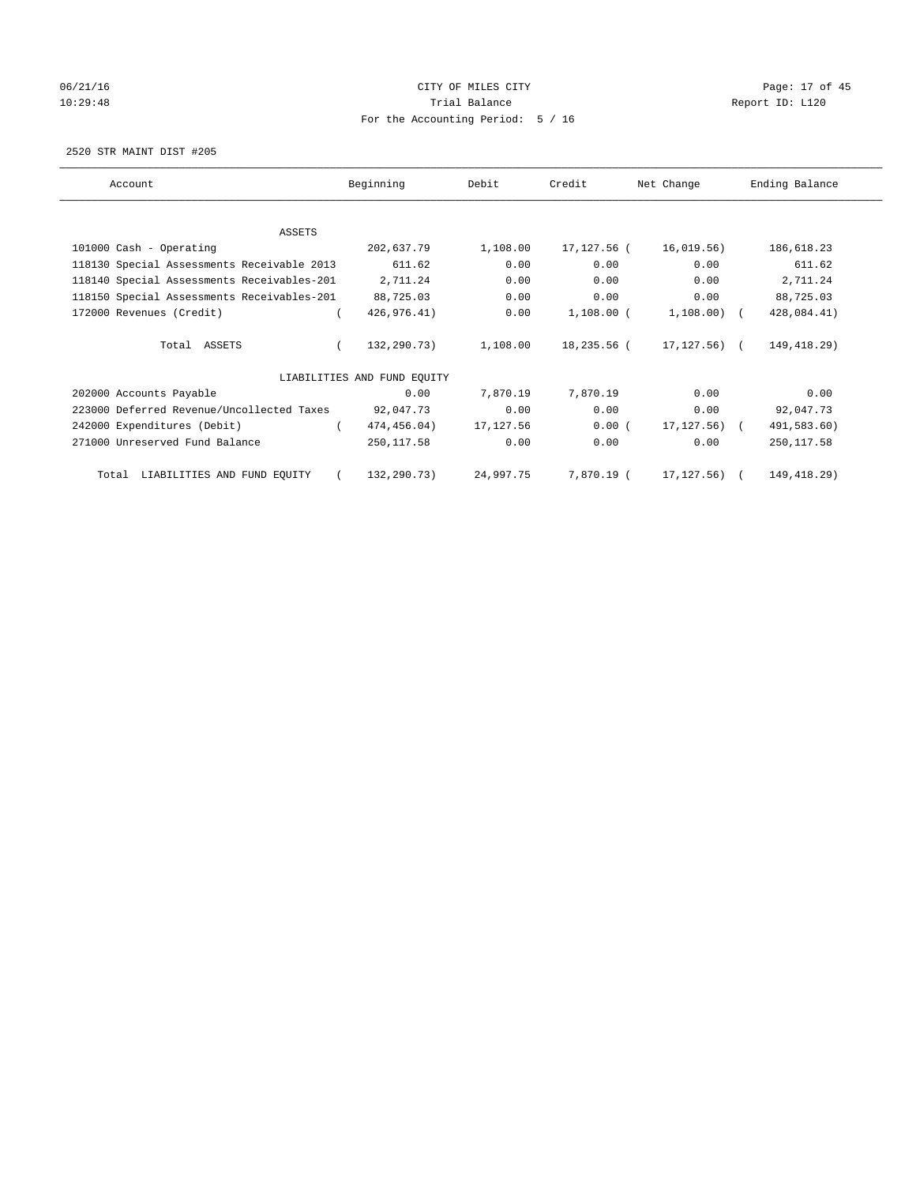CITY OF MILES CITY

Trial Balance

For the Accounting Period: 5 / 16

2520 STR MAINT DIST #205

| Account | Beginning | Debit | Credit | Net Change | Ending Balance |
|---|---|---|---|---|---|
| ASSETS | | | | | |
| 101000 Cash - Operating | 202,637.79 | 1,108.00 | 17,127.56 | ( 16,019.56) | 186,618.23 |
| 118130 Special Assessments Receivable 2013 | 611.62 | 0.00 | 0.00 | 0.00 | 611.62 |
| 118140 Special Assessments Receivables-201 | 2,711.24 | 0.00 | 0.00 | 0.00 | 2,711.24 |
| 118150 Special Assessments Receivables-201 | 88,725.03 | 0.00 | 0.00 | 0.00 | 88,725.03 |
| 172000 Revenues (Credit) | ( 426,976.41) | 0.00 | 1,108.00 | ( 1,108.00) | ( 428,084.41) |
| Total ASSETS | ( 132,290.73) | 1,108.00 | 18,235.56 | ( 17,127.56) | ( 149,418.29) |
| LIABILITIES AND FUND EQUITY | | | | | |
| 202000 Accounts Payable | 0.00 | 7,870.19 | 7,870.19 | 0.00 | 0.00 |
| 223000 Deferred Revenue/Uncollected Taxes | 92,047.73 | 0.00 | 0.00 | 0.00 | 92,047.73 |
| 242000 Expenditures (Debit) | ( 474,456.04) | 17,127.56 | 0.00 | ( 17,127.56) | ( 491,583.60) |
| 271000 Unreserved Fund Balance | 250,117.58 | 0.00 | 0.00 | 0.00 | 250,117.58 |
| Total LIABILITIES AND FUND EQUITY | ( 132,290.73) | 24,997.75 | 7,870.19 | ( 17,127.56) | ( 149,418.29) |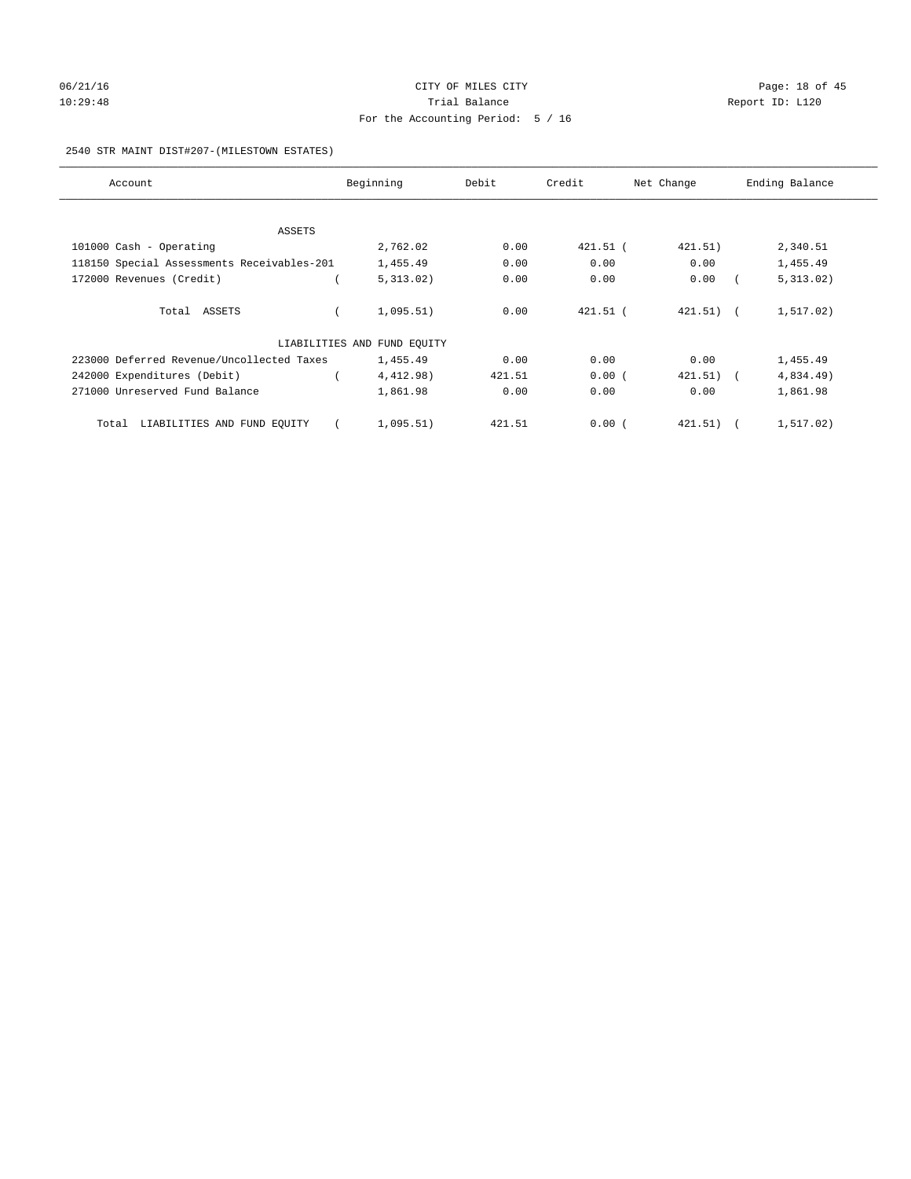CITY OF MILES CITY

Trial Balance

For the Accounting Period: 5 / 16

2540 STR MAINT DIST#207-(MILESTOWN ESTATES)

| Account | Beginning | Debit | Credit | Net Change | Ending Balance |
|---|---|---|---|---|---|
| ASSETS | | | | | |
| 101000 Cash - Operating | 2,762.02 | 0.00 | 421.51 | ( 421.51) | 2,340.51 |
| 118150 Special Assessments Receivables-201 | 1,455.49 | 0.00 | 0.00 | 0.00 | 1,455.49 |
| 172000 Revenues (Credit) | ( 5,313.02) | 0.00 | 0.00 | 0.00 | ( 5,313.02) |
| Total ASSETS | ( 1,095.51) | 0.00 | 421.51 | ( 421.51) | ( 1,517.02) |
| LIABILITIES AND FUND EQUITY | | | | | |
| 223000 Deferred Revenue/Uncollected Taxes | 1,455.49 | 0.00 | 0.00 | 0.00 | 1,455.49 |
| 242000 Expenditures (Debit) | ( 4,412.98) | 421.51 | 0.00 | ( 421.51) | ( 4,834.49) |
| 271000 Unreserved Fund Balance | 1,861.98 | 0.00 | 0.00 | 0.00 | 1,861.98 |
| Total LIABILITIES AND FUND EQUITY | ( 1,095.51) | 421.51 | 0.00 | ( 421.51) | ( 1,517.02) |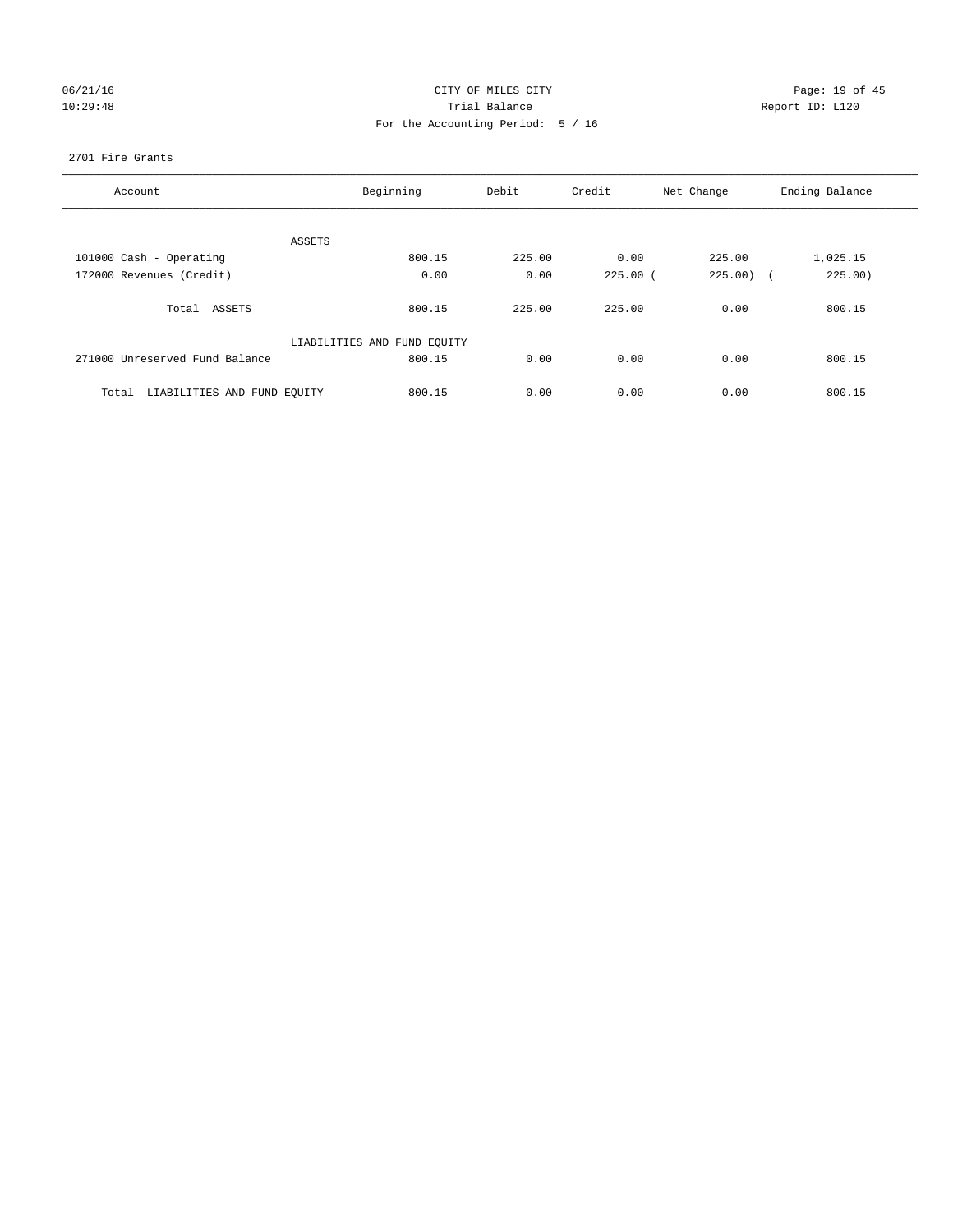CITY OF MILES CITY
Trial Balance
For the Accounting Period: 5 / 16

06/21/16
10:29:48

Report ID: L120

2701 Fire Grants

| Account | Beginning | Debit | Credit | Net Change | Ending Balance |
|---|---|---|---|---|---|
| ASSETS | | | | | |
| 101000 Cash - Operating | 800.15 | 225.00 | 0.00 | 225.00 | 1,025.15 |
| 172000 Revenues (Credit) | 0.00 | 0.00 | 225.00 | (225.00) | (225.00) |
| Total ASSETS | 800.15 | 225.00 | 225.00 | 0.00 | 800.15 |
| LIABILITIES AND FUND EQUITY | | | | | |
| 271000 Unreserved Fund Balance | 800.15 | 0.00 | 0.00 | 0.00 | 800.15 |
| Total LIABILITIES AND FUND EQUITY | 800.15 | 0.00 | 0.00 | 0.00 | 800.15 |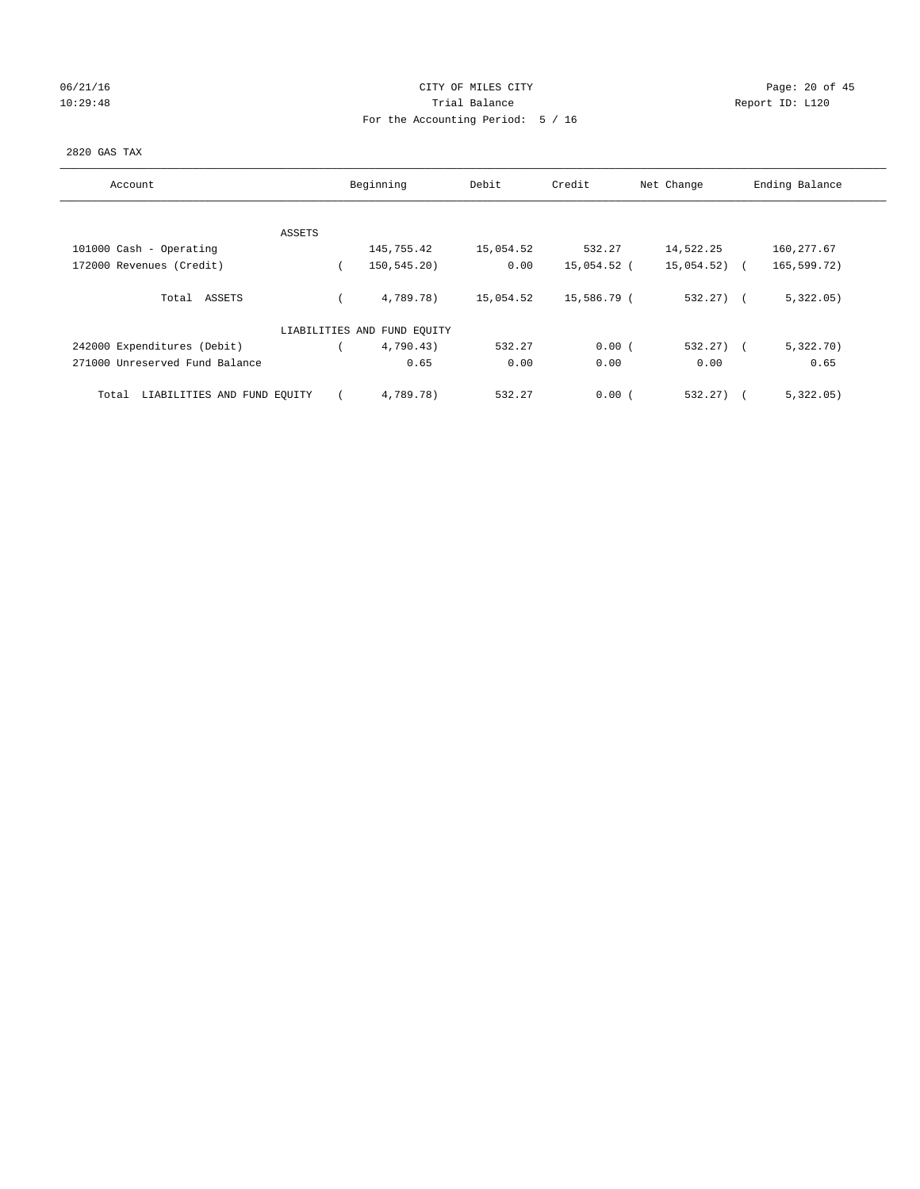CITY OF MILES CITY

Trial Balance

For the Accounting Period: 5 / 16

06/21/16 10:29:48 — Report ID: L120

2820 GAS TAX

| Account | Beginning | Debit | Credit | Net Change | Ending Balance |
|---|---|---|---|---|---|
| ASSETS | | | | | |
| 101000 Cash - Operating | 145,755.42 | 15,054.52 | 532.27 | 14,522.25 | 160,277.67 |
| 172000 Revenues (Credit) | ( 150,545.20) | 0.00 | 15,054.52 | ( 15,054.52) | ( 165,599.72) |
| Total ASSETS | ( 4,789.78) | 15,054.52 | 15,586.79 | ( 532.27) | ( 5,322.05) |
| LIABILITIES AND FUND EQUITY | | | | | |
| 242000 Expenditures (Debit) | ( 4,790.43) | 532.27 | 0.00 | ( 532.27) | ( 5,322.70) |
| 271000 Unreserved Fund Balance | 0.65 | 0.00 | 0.00 | 0.00 | 0.65 |
| Total LIABILITIES AND FUND EQUITY | ( 4,789.78) | 532.27 | 0.00 | ( 532.27) | ( 5,322.05) |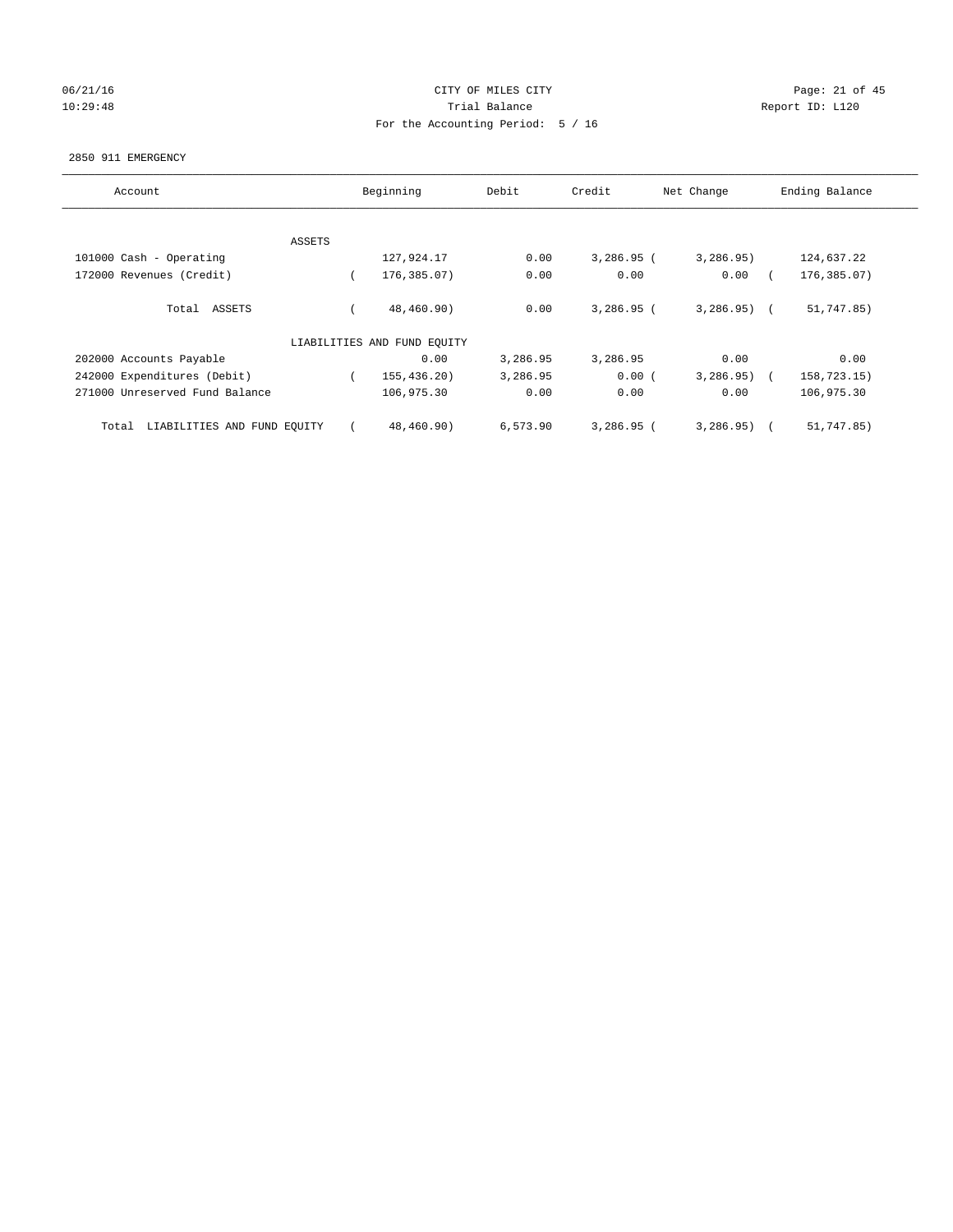CITY OF MILES CITY

Trial Balance

For the Accounting Period: 5 / 16

06/21/16
10:29:48

Report ID: L120

2850 911 EMERGENCY

| Account | Beginning | Debit | Credit | Net Change | Ending Balance |
|---|---|---|---|---|---|
| ASSETS | | | | | |
| 101000 Cash - Operating | 127,924.17 | 0.00 | 3,286.95 | (3,286.95) | 124,637.22 |
| 172000 Revenues (Credit) | (176,385.07) | 0.00 | 0.00 | 0.00 | (176,385.07) |
| Total ASSETS | (48,460.90) | 0.00 | 3,286.95 | (3,286.95) | (51,747.85) |
| LIABILITIES AND FUND EQUITY | | | | | |
| 202000 Accounts Payable | 0.00 | 3,286.95 | 3,286.95 | 0.00 | 0.00 |
| 242000 Expenditures (Debit) | (155,436.20) | 3,286.95 | 0.00 | (3,286.95) | (158,723.15) |
| 271000 Unreserved Fund Balance | 106,975.30 | 0.00 | 0.00 | 0.00 | 106,975.30 |
| Total LIABILITIES AND FUND EQUITY | (48,460.90) | 6,573.90 | 3,286.95 | (3,286.95) | (51,747.85) |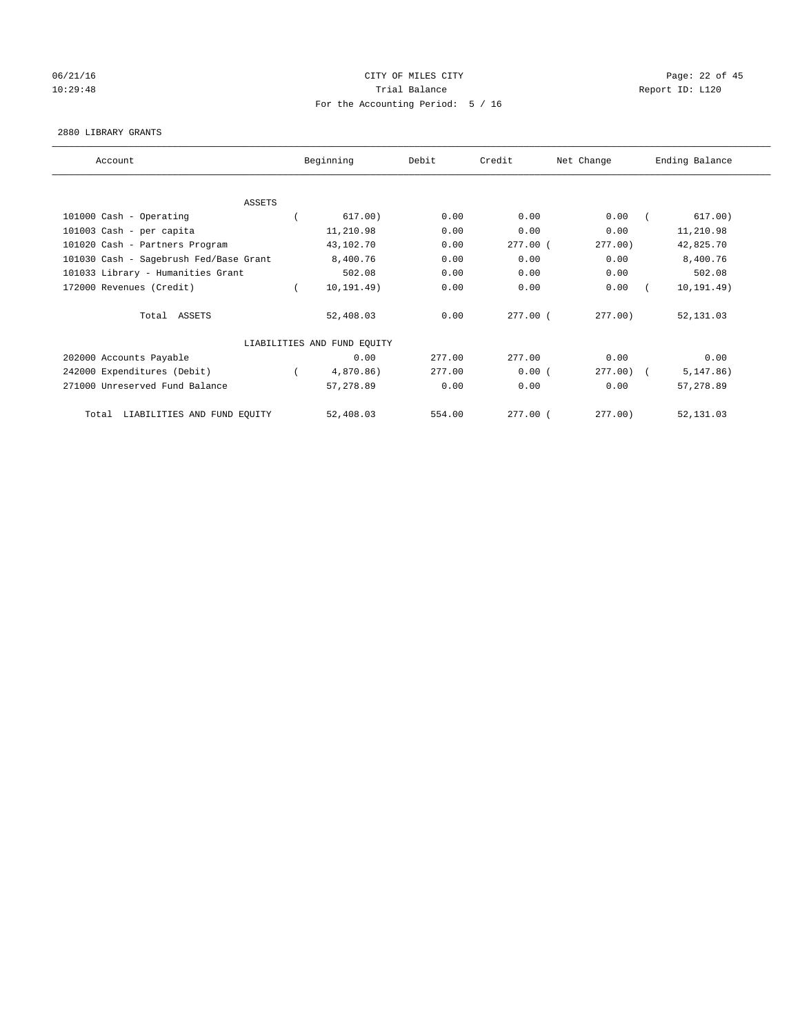CITY OF MILES CITY
Trial Balance
For the Accounting Period: 5 / 16

06/21/16
10:29:48

Report ID: L120

2880 LIBRARY GRANTS

| Account | Beginning | Debit | Credit | Net Change | Ending Balance |
|---|---|---|---|---|---|
| ASSETS | | | | | |
| 101000 Cash - Operating | ( 617.00) | 0.00 | 0.00 | 0.00 | ( 617.00) |
| 101003 Cash - per capita | 11,210.98 | 0.00 | 0.00 | 0.00 | 11,210.98 |
| 101020 Cash - Partners Program | 43,102.70 | 0.00 | 277.00 | ( 277.00) | 42,825.70 |
| 101030 Cash - Sagebrush Fed/Base Grant | 8,400.76 | 0.00 | 0.00 | 0.00 | 8,400.76 |
| 101033 Library - Humanities Grant | 502.08 | 0.00 | 0.00 | 0.00 | 502.08 |
| 172000 Revenues (Credit) | ( 10,191.49) | 0.00 | 0.00 | 0.00 | ( 10,191.49) |
| Total ASSETS | 52,408.03 | 0.00 | 277.00 | ( 277.00) | 52,131.03 |
| LIABILITIES AND FUND EQUITY | | | | | |
| 202000 Accounts Payable | 0.00 | 277.00 | 277.00 | 0.00 | 0.00 |
| 242000 Expenditures (Debit) | ( 4,870.86) | 277.00 | 0.00 | ( 277.00) | ( 5,147.86) |
| 271000 Unreserved Fund Balance | 57,278.89 | 0.00 | 0.00 | 0.00 | 57,278.89 |
| Total LIABILITIES AND FUND EQUITY | 52,408.03 | 554.00 | 277.00 | ( 277.00) | 52,131.03 |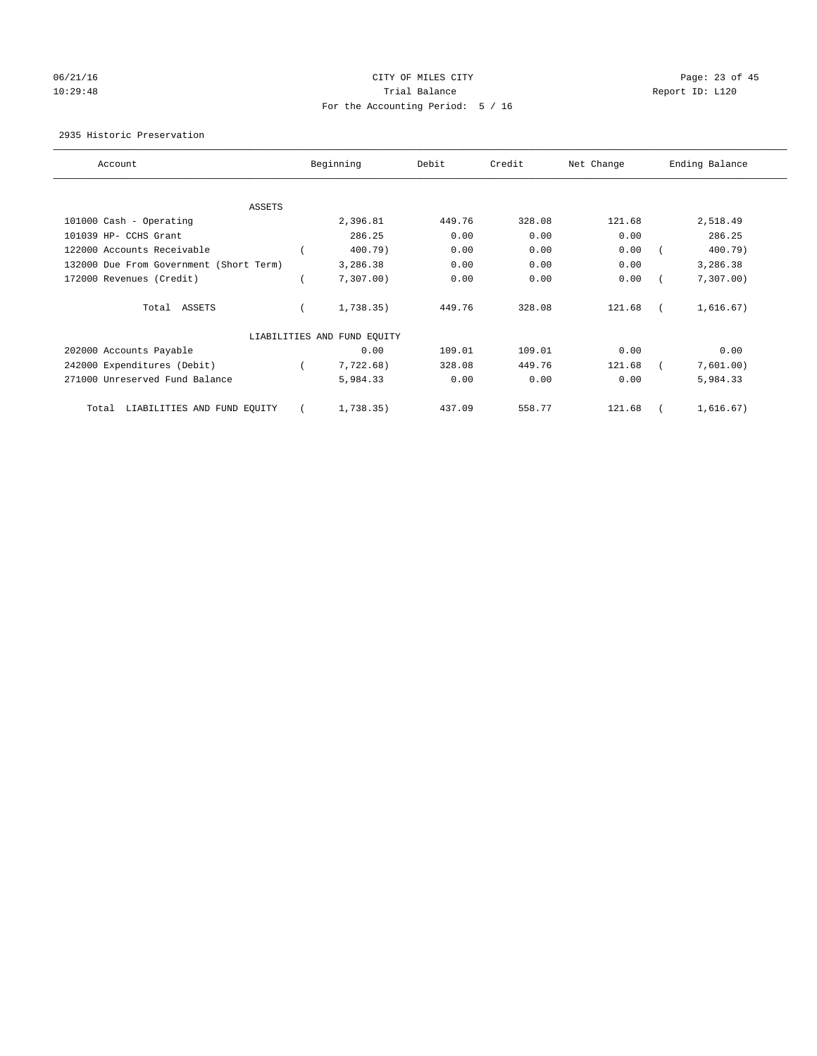CITY OF MILES CITY

Trial Balance

For the Accounting Period: 5 / 16

06/21/16
10:29:48

Report ID: L120

2935 Historic Preservation

| Account | Beginning | Debit | Credit | Net Change | Ending Balance |
|---|---|---|---|---|---|
| ASSETS | | | | | |
| 101000 Cash - Operating | 2,396.81 | 449.76 | 328.08 | 121.68 | 2,518.49 |
| 101039 HP- CCHS Grant | 286.25 | 0.00 | 0.00 | 0.00 | 286.25 |
| 122000 Accounts Receivable | ( 400.79) | 0.00 | 0.00 | 0.00 | ( 400.79) |
| 132000 Due From Government (Short Term) | 3,286.38 | 0.00 | 0.00 | 0.00 | 3,286.38 |
| 172000 Revenues (Credit) | ( 7,307.00) | 0.00 | 0.00 | 0.00 | ( 7,307.00) |
| Total ASSETS | ( 1,738.35) | 449.76 | 328.08 | 121.68 | ( 1,616.67) |
| LIABILITIES AND FUND EQUITY | | | | | |
| 202000 Accounts Payable | 0.00 | 109.01 | 109.01 | 0.00 | 0.00 |
| 242000 Expenditures (Debit) | ( 7,722.68) | 328.08 | 449.76 | 121.68 | ( 7,601.00) |
| 271000 Unreserved Fund Balance | 5,984.33 | 0.00 | 0.00 | 0.00 | 5,984.33 |
| Total LIABILITIES AND FUND EQUITY | ( 1,738.35) | 437.09 | 558.77 | 121.68 | ( 1,616.67) |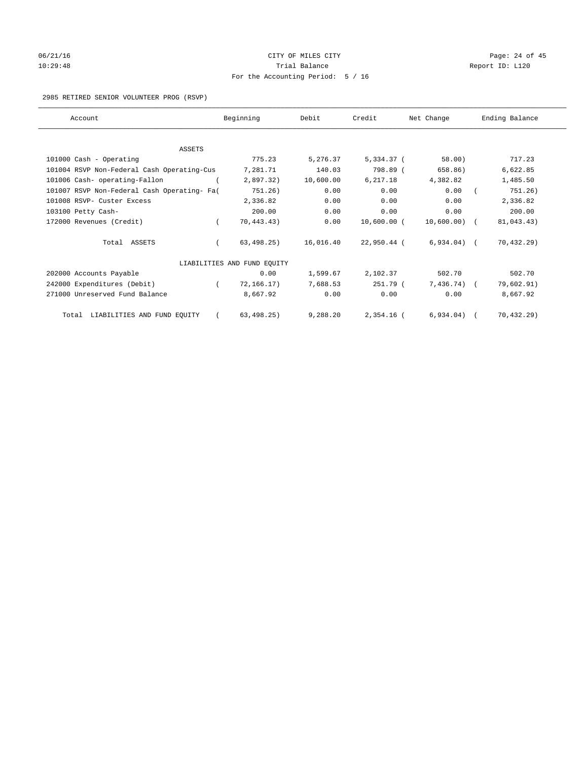06/21/16 CITY OF MILES CITY
10:29:48 Trial Balance Report ID: L120
For the Accounting Period: 5 / 16

2985 RETIRED SENIOR VOLUNTEER PROG (RSVP)

| Account | Beginning | Debit | Credit | Net Change | Ending Balance |
|---|---|---|---|---|---|
| ASSETS | | | | | |
| 101000 Cash - Operating | 775.23 | 5,276.37 | 5,334.37 | ( 58.00) | 717.23 |
| 101004 RSVP Non-Federal Cash Operating-Cus | 7,281.71 | 140.03 | 798.89 | ( 658.86) | 6,622.85 |
| 101006 Cash- operating-Fallon | ( 2,897.32) | 10,600.00 | 6,217.18 | 4,382.82 | 1,485.50 |
| 101007 RSVP Non-Federal Cash Operating- Fa( | 751.26) | 0.00 | 0.00 | 0.00 | ( 751.26) |
| 101008 RSVP- Custer Excess | 2,336.82 | 0.00 | 0.00 | 0.00 | 2,336.82 |
| 103100 Petty Cash- | 200.00 | 0.00 | 0.00 | 0.00 | 200.00 |
| 172000 Revenues (Credit) | ( 70,443.43) | 0.00 | 10,600.00 | ( 10,600.00) | ( 81,043.43) |
| Total ASSETS | ( 63,498.25) | 16,016.40 | 22,950.44 | ( 6,934.04) | ( 70,432.29) |
| LIABILITIES AND FUND EQUITY | | | | | |
| 202000 Accounts Payable | 0.00 | 1,599.67 | 2,102.37 | 502.70 | 502.70 |
| 242000 Expenditures (Debit) | ( 72,166.17) | 7,688.53 | 251.79 | ( 7,436.74) | ( 79,602.91) |
| 271000 Unreserved Fund Balance | 8,667.92 | 0.00 | 0.00 | 0.00 | 8,667.92 |
| Total LIABILITIES AND FUND EQUITY | ( 63,498.25) | 9,288.20 | 2,354.16 | ( 6,934.04) | ( 70,432.29) |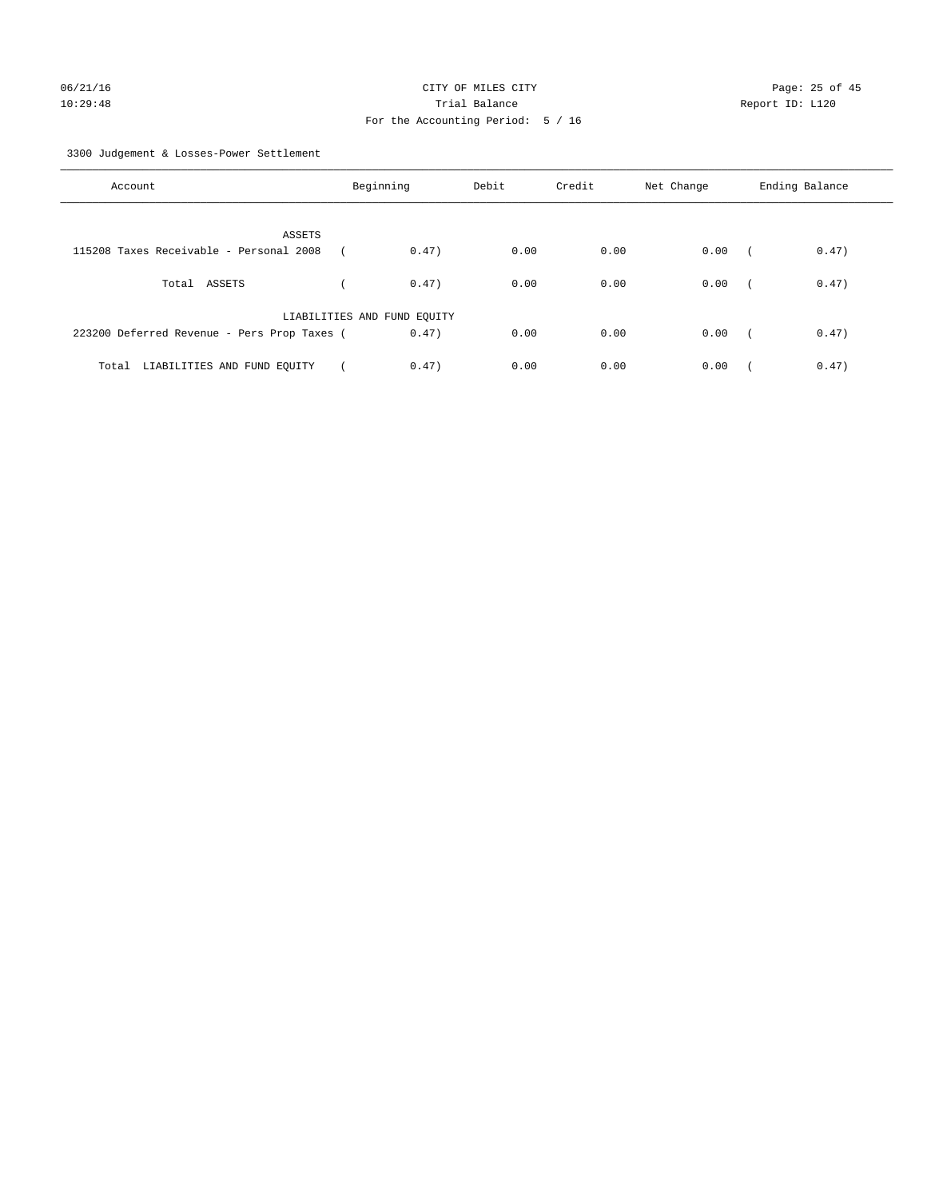CITY OF MILES CITY

Trial Balance

For the Accounting Period: 5 / 16

06/21/16 10:29:48 Report ID: L120

3300 Judgement & Losses-Power Settlement

| Account | Beginning | Debit | Credit | Net Change | Ending Balance |
|---|---|---|---|---|---|
| ASSETS | | | | | |
| 115208 Taxes Receivable - Personal 2008 | ( 0.47) | 0.00 | 0.00 | 0.00 | ( 0.47) |
| Total ASSETS | ( 0.47) | 0.00 | 0.00 | 0.00 | ( 0.47) |
| LIABILITIES AND FUND EQUITY | | | | | |
| 223200 Deferred Revenue - Pers Prop Taxes | ( 0.47) | 0.00 | 0.00 | 0.00 | ( 0.47) |
| Total LIABILITIES AND FUND EQUITY | ( 0.47) | 0.00 | 0.00 | 0.00 | ( 0.47) |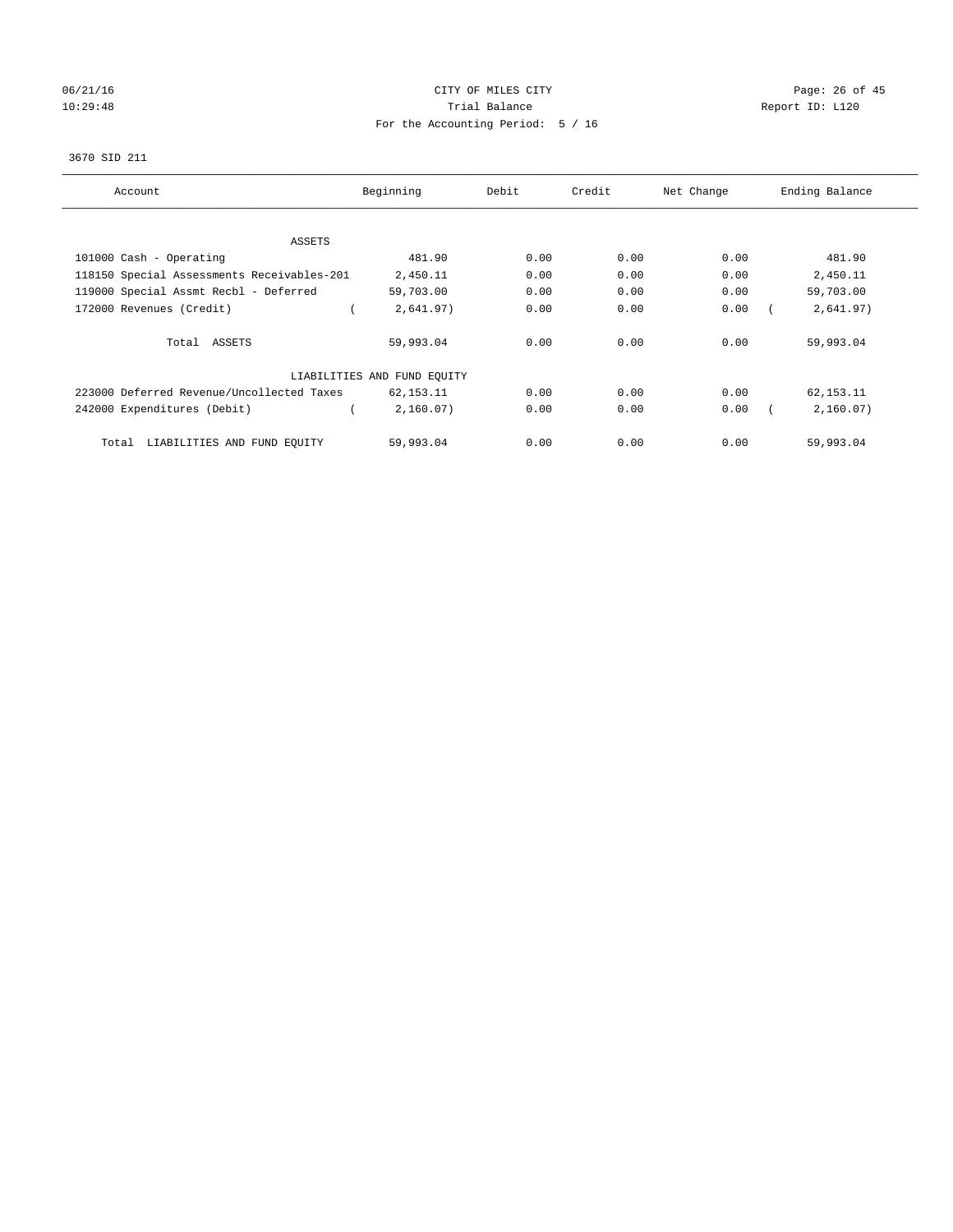06/21/16 CITY OF MILES CITY
10:29:48 Trial Balance Report ID: L120
For the Accounting Period: 5 / 16

3670 SID 211

| Account | Beginning | Debit | Credit | Net Change | Ending Balance |
|---|---|---|---|---|---|
| ASSETS | | | | | |
| 101000 Cash - Operating | 481.90 | 0.00 | 0.00 | 0.00 | 481.90 |
| 118150 Special Assessments Receivables-201 | 2,450.11 | 0.00 | 0.00 | 0.00 | 2,450.11 |
| 119000 Special Assmt Recbl - Deferred | 59,703.00 | 0.00 | 0.00 | 0.00 | 59,703.00 |
| 172000 Revenues (Credit) | ( 2,641.97) | 0.00 | 0.00 | 0.00 | ( 2,641.97) |
| Total ASSETS | 59,993.04 | 0.00 | 0.00 | 0.00 | 59,993.04 |
| LIABILITIES AND FUND EQUITY | | | | | |
| 223000 Deferred Revenue/Uncollected Taxes | 62,153.11 | 0.00 | 0.00 | 0.00 | 62,153.11 |
| 242000 Expenditures (Debit) | ( 2,160.07) | 0.00 | 0.00 | 0.00 | ( 2,160.07) |
| Total LIABILITIES AND FUND EQUITY | 59,993.04 | 0.00 | 0.00 | 0.00 | 59,993.04 |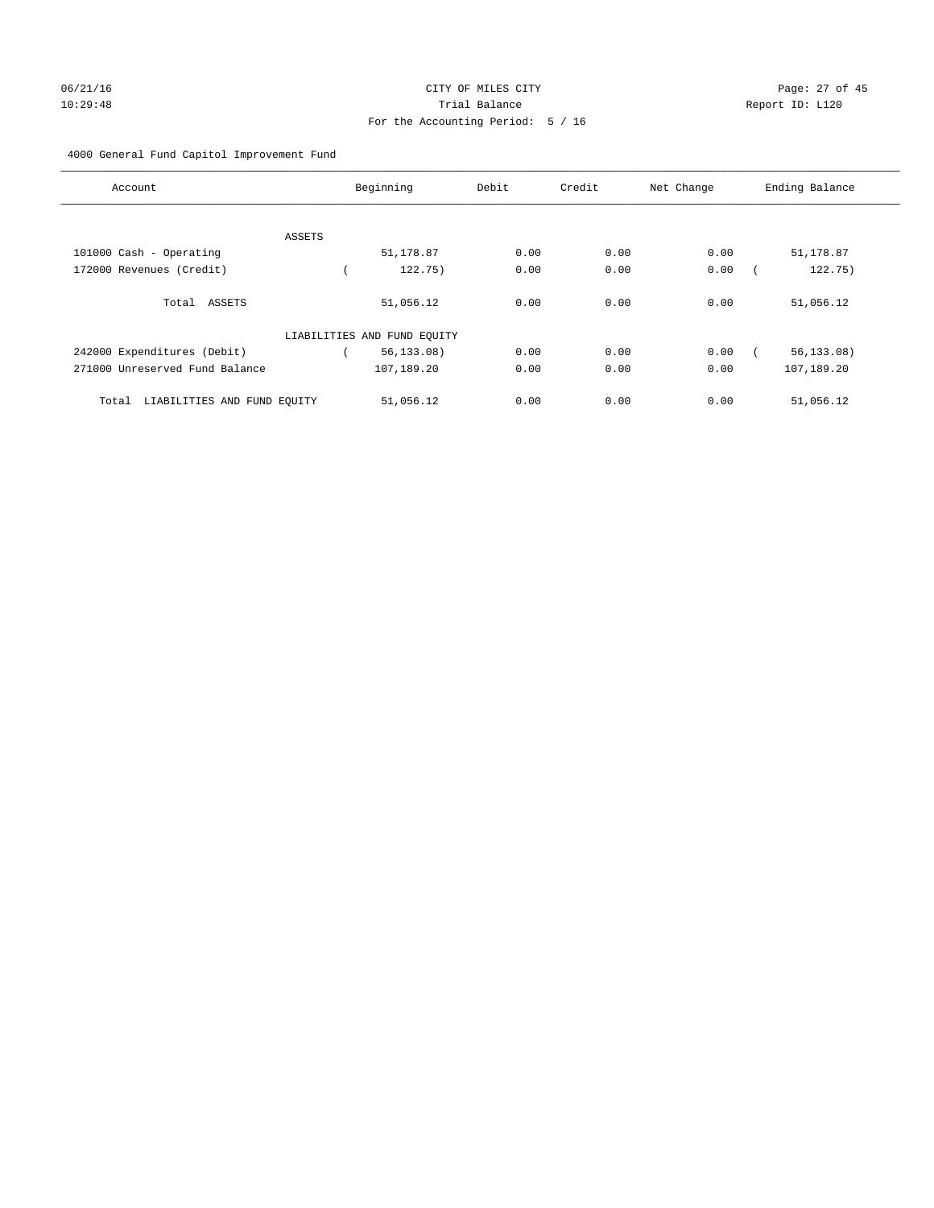CITY OF MILES CITY
Trial Balance
For the Accounting Period: 5 / 16

06/21/16
10:29:48

Report ID: L120

4000 General Fund Capitol Improvement Fund

| Account | Beginning | Debit | Credit | Net Change | Ending Balance |
|---|---|---|---|---|---|
| ASSETS | | | | | |
| 101000 Cash - Operating | 51,178.87 | 0.00 | 0.00 | 0.00 | 51,178.87 |
| 172000 Revenues (Credit) | ( 122.75) | 0.00 | 0.00 | 0.00 | ( 122.75) |
| Total ASSETS | 51,056.12 | 0.00 | 0.00 | 0.00 | 51,056.12 |
| LIABILITIES AND FUND EQUITY | | | | | |
| 242000 Expenditures (Debit) | ( 56,133.08) | 0.00 | 0.00 | 0.00 | ( 56,133.08) |
| 271000 Unreserved Fund Balance | 107,189.20 | 0.00 | 0.00 | 0.00 | 107,189.20 |
| Total LIABILITIES AND FUND EQUITY | 51,056.12 | 0.00 | 0.00 | 0.00 | 51,056.12 |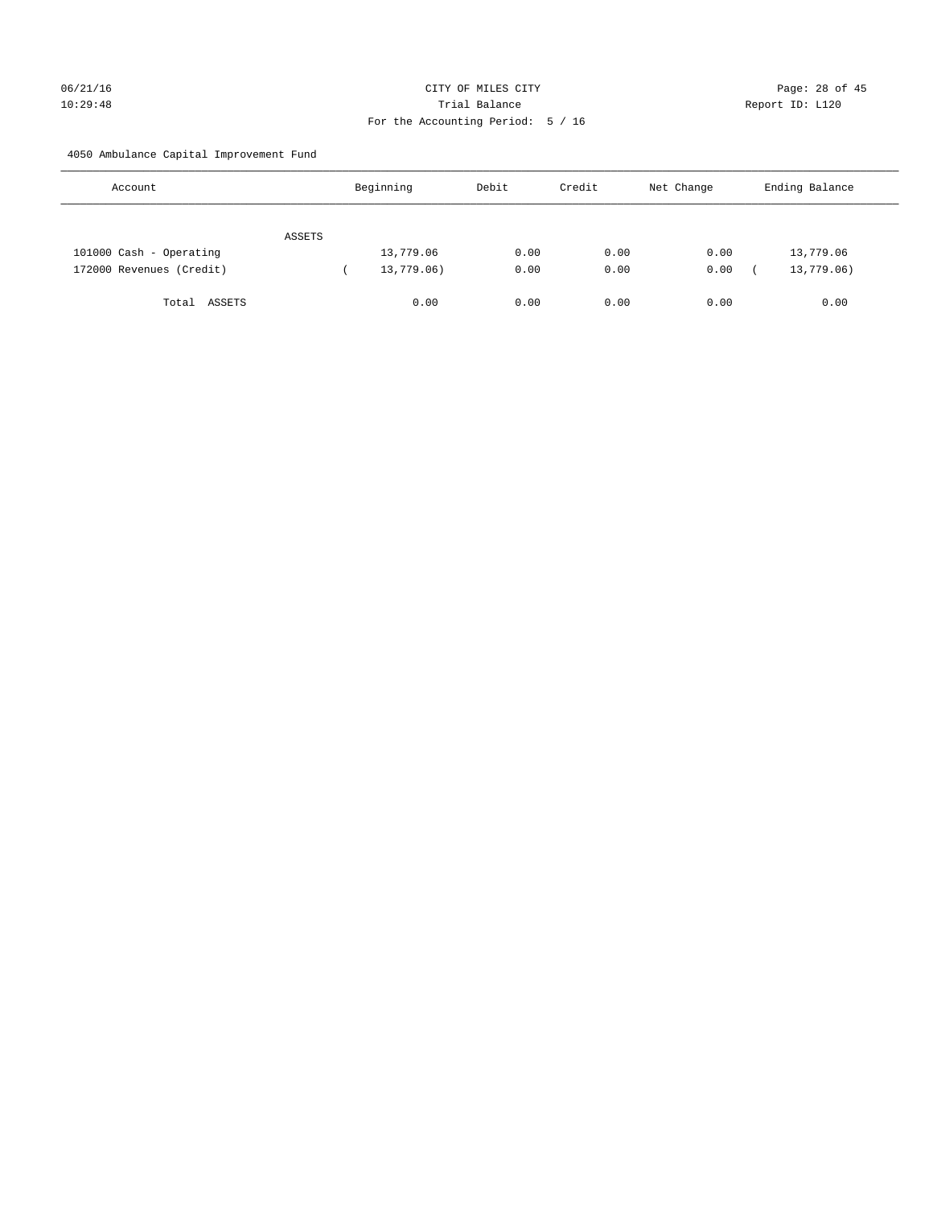CITY OF MILES CITY

Trial Balance

For the Accounting Period: 5 / 16

06/21/16
10:29:48

Report ID: L120

4050 Ambulance Capital Improvement Fund

| Account | Beginning | Debit | Credit | Net Change | Ending Balance |
|---|---|---|---|---|---|
| ASSETS | | | | | |
| 101000 Cash - Operating | 13,779.06 | 0.00 | 0.00 | 0.00 | 13,779.06 |
| 172000 Revenues (Credit) | ( 13,779.06) | 0.00 | 0.00 | 0.00 | ( 13,779.06) |
| Total ASSETS | 0.00 | 0.00 | 0.00 | 0.00 | 0.00 |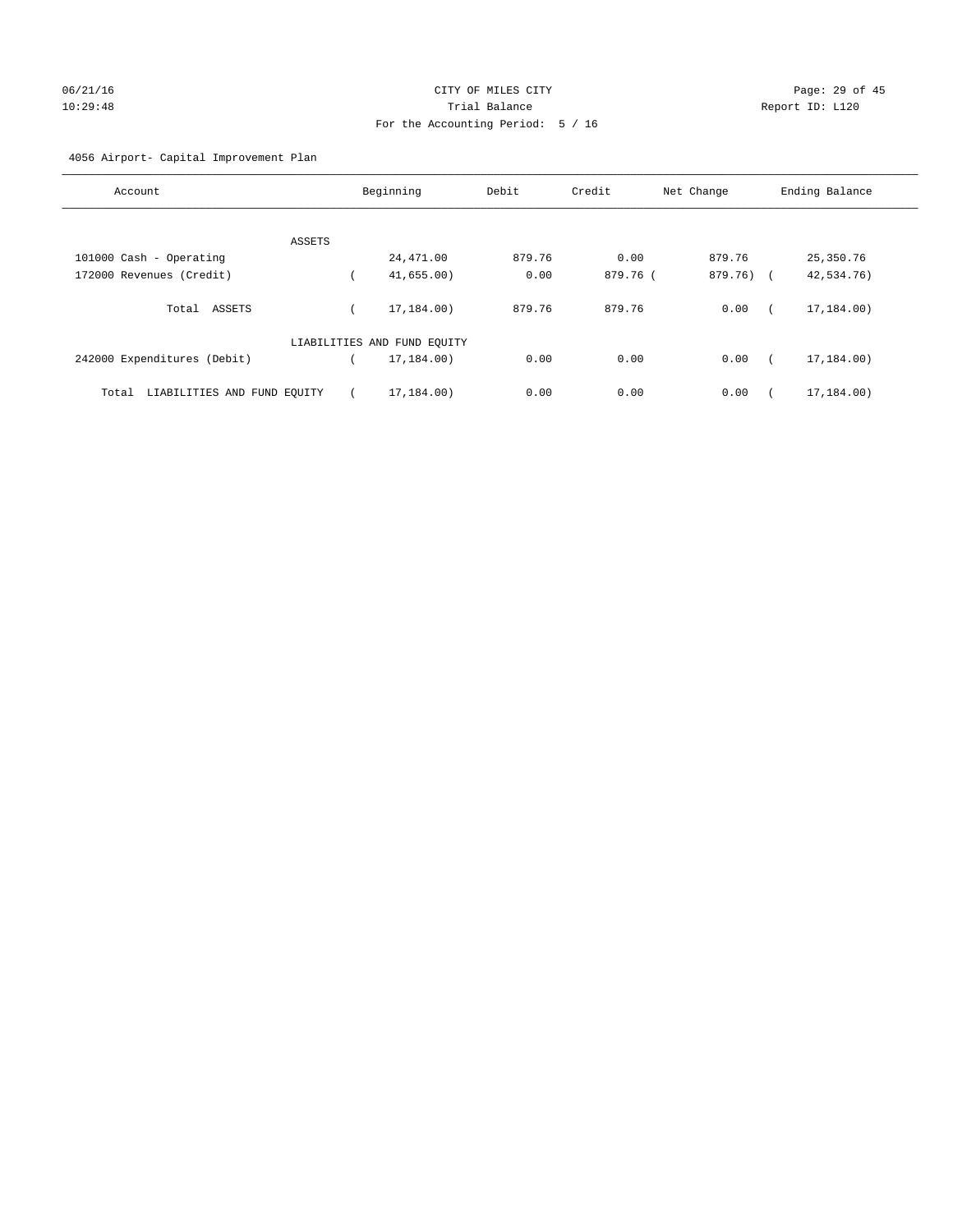CITY OF MILES CITY
Trial Balance
For the Accounting Period: 5 / 16

06/21/16
10:29:48

Report ID: L120

4056 Airport- Capital Improvement Plan

| Account | Beginning | Debit | Credit | Net Change | Ending Balance |
|---|---|---|---|---|---|
| ASSETS | | | | | |
| 101000 Cash - Operating | 24,471.00 | 879.76 | 0.00 | 879.76 | 25,350.76 |
| 172000 Revenues (Credit) | ( 41,655.00) | 0.00 | 879.76 | ( 879.76) | ( 42,534.76) |
| Total ASSETS | ( 17,184.00) | 879.76 | 879.76 | 0.00 | ( 17,184.00) |
| LIABILITIES AND FUND EQUITY | | | | | |
| 242000 Expenditures (Debit) | ( 17,184.00) | 0.00 | 0.00 | 0.00 | ( 17,184.00) |
| Total LIABILITIES AND FUND EQUITY | ( 17,184.00) | 0.00 | 0.00 | 0.00 | ( 17,184.00) |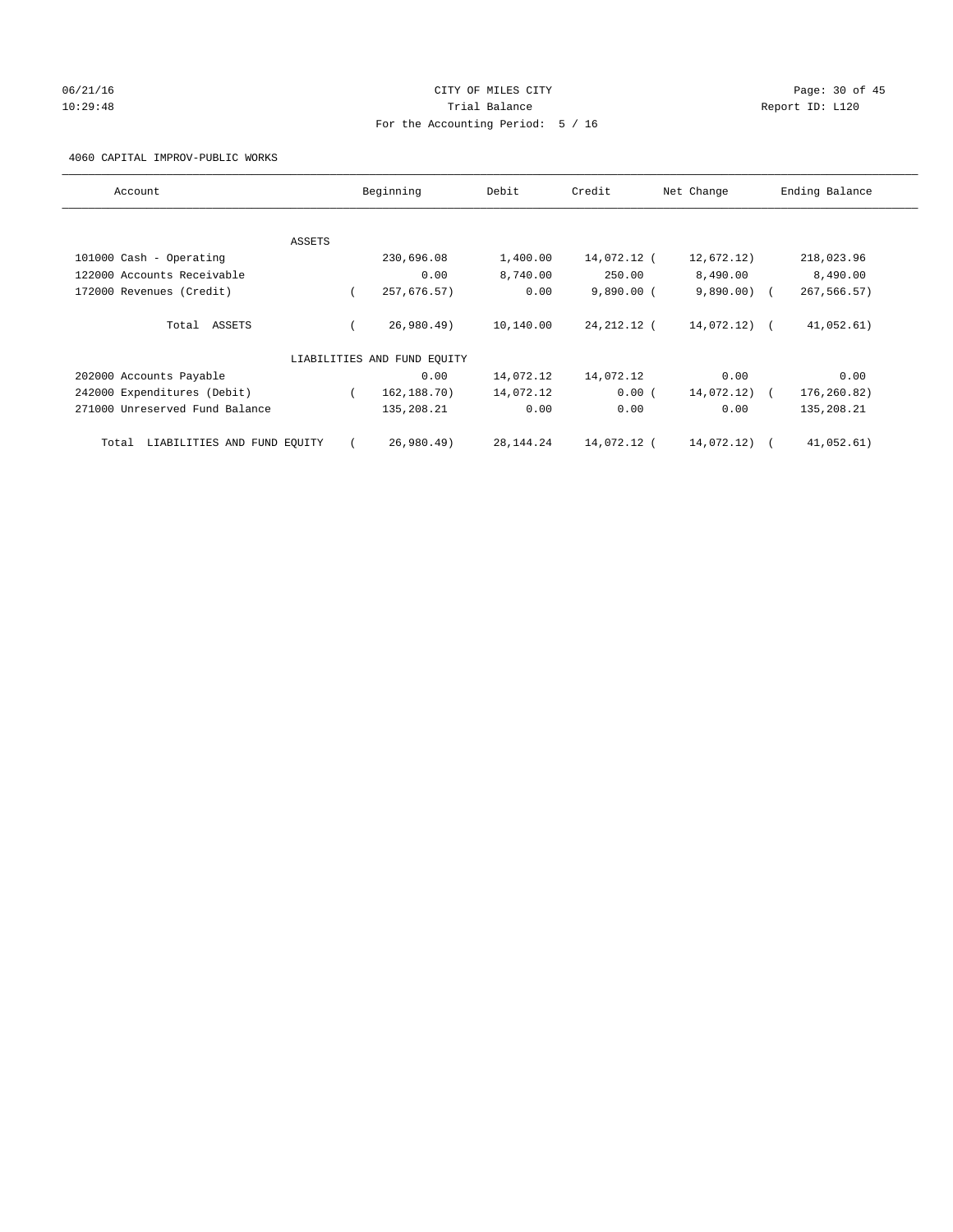CITY OF MILES CITY

Trial Balance

For the Accounting Period: 5 / 16

06/21/16
10:29:48

Report ID: L120

4060 CAPITAL IMPROV-PUBLIC WORKS

| Account | Beginning | Debit | Credit | Net Change | Ending Balance |
|---|---|---|---|---|---|
| ASSETS | | | | | |
| 101000 Cash - Operating | 230,696.08 | 1,400.00 | 14,072.12 | (12,672.12) | 218,023.96 |
| 122000 Accounts Receivable | 0.00 | 8,740.00 | 250.00 | 8,490.00 | 8,490.00 |
| 172000 Revenues (Credit) | (257,676.57) | 0.00 | 9,890.00 | (9,890.00) | (267,566.57) |
| Total ASSETS | (26,980.49) | 10,140.00 | 24,212.12 | (14,072.12) | (41,052.61) |
| LIABILITIES AND FUND EQUITY | | | | | |
| 202000 Accounts Payable | 0.00 | 14,072.12 | 14,072.12 | 0.00 | 0.00 |
| 242000 Expenditures (Debit) | (162,188.70) | 14,072.12 | 0.00 | (14,072.12) | (176,260.82) |
| 271000 Unreserved Fund Balance | 135,208.21 | 0.00 | 0.00 | 0.00 | 135,208.21 |
| Total LIABILITIES AND FUND EQUITY | (26,980.49) | 28,144.24 | 14,072.12 | (14,072.12) | (41,052.61) |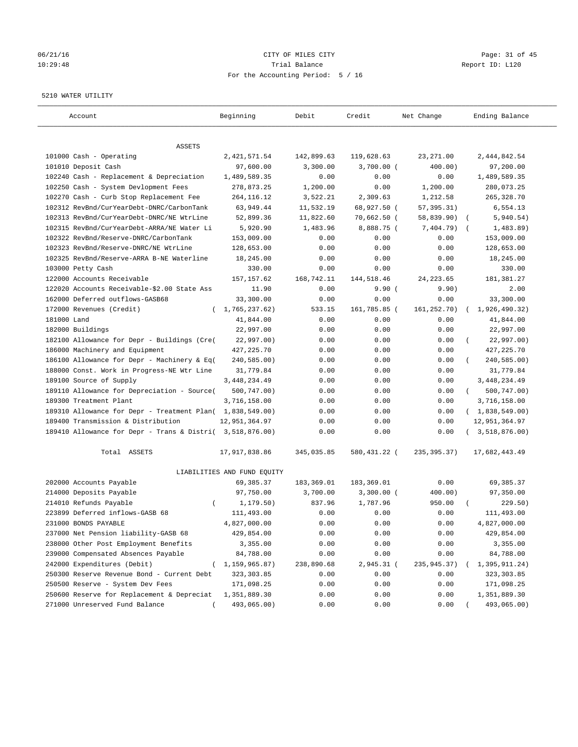CITY OF MILES CITY

Trial Balance

For the Accounting Period: 5 / 16

5210 WATER UTILITY

| Account | Beginning | Debit | Credit | Net Change | Ending Balance |
|---|---|---|---|---|---|
| ASSETS | | | | | |
| 101000 Cash - Operating | 2,421,571.54 | 142,899.63 | 119,628.63 | 23,271.00 | 2,444,842.54 |
| 101010 Deposit Cash | 97,600.00 | 3,300.00 | 3,700.00 | (400.00) | 97,200.00 |
| 102240 Cash - Replacement & Depreciation | 1,489,589.35 | 0.00 | 0.00 | 0.00 | 1,489,589.35 |
| 102250 Cash - System Devlopment Fees | 278,873.25 | 1,200.00 | 0.00 | 1,200.00 | 280,073.25 |
| 102270 Cash - Curb Stop Replacement Fee | 264,116.12 | 3,522.21 | 2,309.63 | 1,212.58 | 265,328.70 |
| 102312 RevBnd/CurYearDebt-DNRC/CarbonTank | 63,949.44 | 11,532.19 | 68,927.50 | (57,395.31) | 6,554.13 |
| 102313 RevBnd/CurYearDebt-DNRC/NE WtrLine | 52,899.36 | 11,822.60 | 70,662.50 | (58,839.90) | (5,940.54) |
| 102315 RevBnd/CurYearDebt-ARRA/NE Water Li | 5,920.90 | 1,483.96 | 8,888.75 | (7,404.79) | (1,483.89) |
| 102322 RevBnd/Reserve-DNRC/CarbonTank | 153,009.00 | 0.00 | 0.00 | 0.00 | 153,009.00 |
| 102323 RevBnd/Reserve-DNRC/NE WtrLine | 128,653.00 | 0.00 | 0.00 | 0.00 | 128,653.00 |
| 102325 RevBnd/Reserve-ARRA B-NE Waterline | 18,245.00 | 0.00 | 0.00 | 0.00 | 18,245.00 |
| 103000 Petty Cash | 330.00 | 0.00 | 0.00 | 0.00 | 330.00 |
| 122000 Accounts Receivable | 157,157.62 | 168,742.11 | 144,518.46 | 24,223.65 | 181,381.27 |
| 122020 Accounts Receivable-$2.00 State Ass | 11.90 | 0.00 | 9.90 | (9.90) | 2.00 |
| 162000 Deferred outflows-GASB68 | 33,300.00 | 0.00 | 0.00 | 0.00 | 33,300.00 |
| 172000 Revenues (Credit) | (1,765,237.62) | 533.15 | 161,785.85 | (161,252.70) | (1,926,490.32) |
| 181000 Land | 41,844.00 | 0.00 | 0.00 | 0.00 | 41,844.00 |
| 182000 Buildings | 22,997.00 | 0.00 | 0.00 | 0.00 | 22,997.00 |
| 182100 Allowance for Depr - Buildings (Cre( | 22,997.00) | 0.00 | 0.00 | 0.00 | (22,997.00) |
| 186000 Machinery and Equipment | 427,225.70 | 0.00 | 0.00 | 0.00 | 427,225.70 |
| 186100 Allowance for Depr - Machinery & Eq( | 240,585.00) | 0.00 | 0.00 | 0.00 | (240,585.00) |
| 188000 Const. Work in Progress-NE Wtr Line | 31,779.84 | 0.00 | 0.00 | 0.00 | 31,779.84 |
| 189100 Source of Supply | 3,448,234.49 | 0.00 | 0.00 | 0.00 | 3,448,234.49 |
| 189110 Allowance for Depreciation - Source( | 500,747.00) | 0.00 | 0.00 | 0.00 | (500,747.00) |
| 189300 Treatment Plant | 3,716,158.00 | 0.00 | 0.00 | 0.00 | 3,716,158.00 |
| 189310 Allowance for Depr - Treatment Plan( | 1,838,549.00) | 0.00 | 0.00 | 0.00 | (1,838,549.00) |
| 189400 Transmission & Distribution | 12,951,364.97 | 0.00 | 0.00 | 0.00 | 12,951,364.97 |
| 189410 Allowance for Depr - Trans & Distri( | 3,518,876.00) | 0.00 | 0.00 | 0.00 | (3,518,876.00) |
| Total ASSETS | 17,917,838.86 | 345,035.85 | 580,431.22 | (235,395.37) | 17,682,443.49 |
| LIABILITIES AND FUND EQUITY | | | | | |
| 202000 Accounts Payable | 69,385.37 | 183,369.01 | 183,369.01 | 0.00 | 69,385.37 |
| 214000 Deposits Payable | 97,750.00 | 3,700.00 | 3,300.00 | (400.00) | 97,350.00 |
| 214010 Refunds Payable | (1,179.50) | 837.96 | 1,787.96 | 950.00 | (229.50) |
| 223899 Deferred inflows-GASB 68 | 111,493.00 | 0.00 | 0.00 | 0.00 | 111,493.00 |
| 231000 BONDS PAYABLE | 4,827,000.00 | 0.00 | 0.00 | 0.00 | 4,827,000.00 |
| 237000 Net Pension liability-GASB 68 | 429,854.00 | 0.00 | 0.00 | 0.00 | 429,854.00 |
| 238000 Other Post Employment Benefits | 3,355.00 | 0.00 | 0.00 | 0.00 | 3,355.00 |
| 239000 Compensated Absences Payable | 84,788.00 | 0.00 | 0.00 | 0.00 | 84,788.00 |
| 242000 Expenditures (Debit) | (1,159,965.87) | 238,890.68 | 2,945.31 | (235,945.37) | (1,395,911.24) |
| 250300 Reserve Revenue Bond - Current Debt | 323,303.85 | 0.00 | 0.00 | 0.00 | 323,303.85 |
| 250500 Reserve - System Dev Fees | 171,098.25 | 0.00 | 0.00 | 0.00 | 171,098.25 |
| 250600 Reserve for Replacement & Depreciat | 1,351,889.30 | 0.00 | 0.00 | 0.00 | 1,351,889.30 |
| 271000 Unreserved Fund Balance | (493,065.00) | 0.00 | 0.00 | 0.00 | (493,065.00) |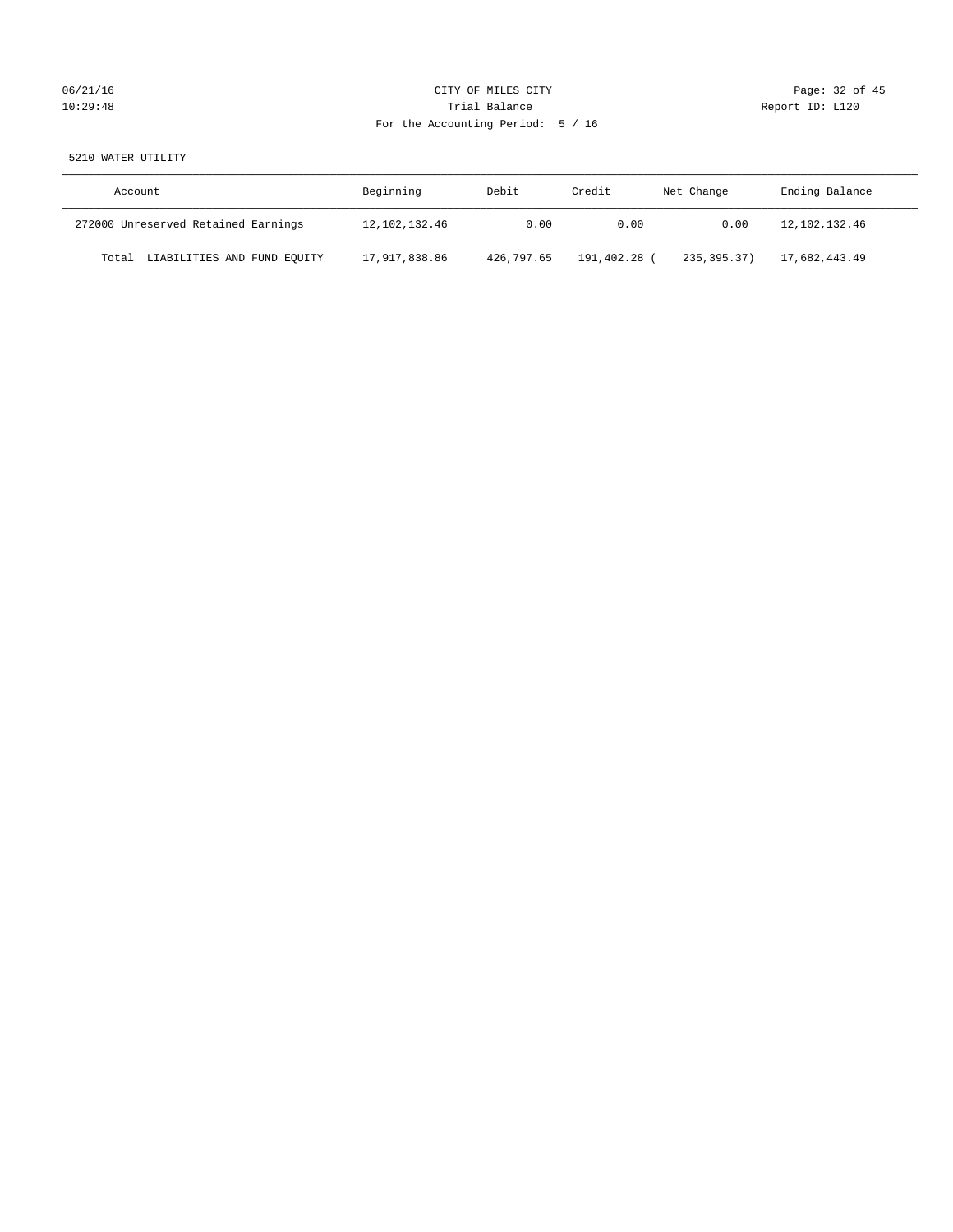5210 WATER UTILITY

| Account | Beginning | Debit | Credit | Net Change | Ending Balance |
|---|---|---|---|---|---|
| 272000 Unreserved Retained Earnings | 12,102,132.46 | 0.00 | 0.00 | 0.00 | 12,102,132.46 |
| Total LIABILITIES AND FUND EQUITY | 17,917,838.86 | 426,797.65 | 191,402.28 | ( 235,395.37) | 17,682,443.49 |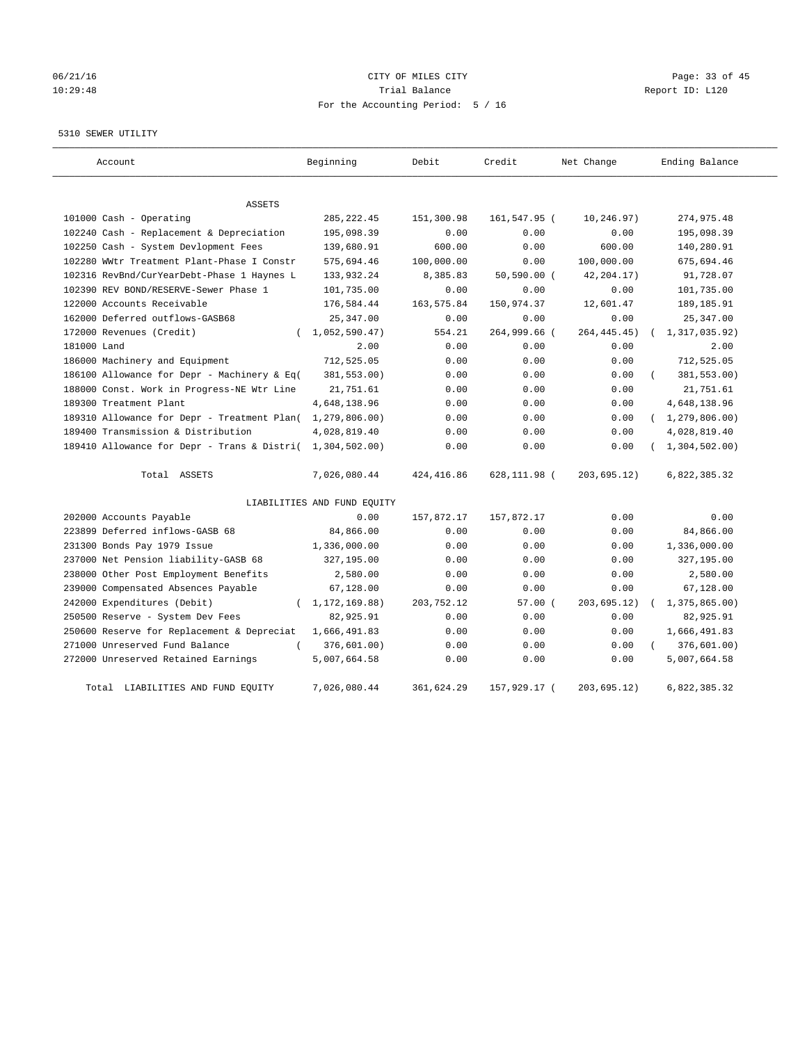CITY OF MILES CITY
Trial Balance
For the Accounting Period: 5 / 16

06/21/16 10:29:48 Report ID: L120

5310 SEWER UTILITY

| Account | Beginning | Debit | Credit | Net Change | Ending Balance |
|---|---|---|---|---|---|
| **ASSETS** | | | | | |
| 101000 Cash - Operating | 285,222.45 | 151,300.98 | 161,547.95 | ( 10,246.97) | 274,975.48 |
| 102240 Cash - Replacement & Depreciation | 195,098.39 | 0.00 | 0.00 | 0.00 | 195,098.39 |
| 102250 Cash - System Devlopment Fees | 139,680.91 | 600.00 | 0.00 | 600.00 | 140,280.91 |
| 102280 WWtr Treatment Plant-Phase I Constr | 575,694.46 | 100,000.00 | 0.00 | 100,000.00 | 675,694.46 |
| 102316 RevBnd/CurYearDebt-Phase 1 Haynes L | 133,932.24 | 8,385.83 | 50,590.00 | ( 42,204.17) | 91,728.07 |
| 102390 REV BOND/RESERVE-Sewer Phase 1 | 101,735.00 | 0.00 | 0.00 | 0.00 | 101,735.00 |
| 122000 Accounts Receivable | 176,584.44 | 163,575.84 | 150,974.37 | 12,601.47 | 189,185.91 |
| 162000 Deferred outflows-GASB68 | 25,347.00 | 0.00 | 0.00 | 0.00 | 25,347.00 |
| 172000 Revenues (Credit) | ( 1,052,590.47) | 554.21 | 264,999.66 | ( 264,445.45) | ( 1,317,035.92) |
| 181000 Land | 2.00 | 0.00 | 0.00 | 0.00 | 2.00 |
| 186000 Machinery and Equipment | 712,525.05 | 0.00 | 0.00 | 0.00 | 712,525.05 |
| 186100 Allowance for Depr - Machinery & Eq | ( 381,553.00) | 0.00 | 0.00 | 0.00 | ( 381,553.00) |
| 188000 Const. Work in Progress-NE Wtr Line | 21,751.61 | 0.00 | 0.00 | 0.00 | 21,751.61 |
| 189300 Treatment Plant | 4,648,138.96 | 0.00 | 0.00 | 0.00 | 4,648,138.96 |
| 189310 Allowance for Depr - Treatment Plan | ( 1,279,806.00) | 0.00 | 0.00 | 0.00 | ( 1,279,806.00) |
| 189400 Transmission & Distribution | 4,028,819.40 | 0.00 | 0.00 | 0.00 | 4,028,819.40 |
| 189410 Allowance for Depr - Trans & Distri | ( 1,304,502.00) | 0.00 | 0.00 | 0.00 | ( 1,304,502.00) |
| Total ASSETS | 7,026,080.44 | 424,416.86 | 628,111.98 | ( 203,695.12) | 6,822,385.32 |
| **LIABILITIES AND FUND EQUITY** | | | | | |
| 202000 Accounts Payable | 0.00 | 157,872.17 | 157,872.17 | 0.00 | 0.00 |
| 223899 Deferred inflows-GASB 68 | 84,866.00 | 0.00 | 0.00 | 0.00 | 84,866.00 |
| 231300 Bonds Pay 1979 Issue | 1,336,000.00 | 0.00 | 0.00 | 0.00 | 1,336,000.00 |
| 237000 Net Pension liability-GASB 68 | 327,195.00 | 0.00 | 0.00 | 0.00 | 327,195.00 |
| 238000 Other Post Employment Benefits | 2,580.00 | 0.00 | 0.00 | 0.00 | 2,580.00 |
| 239000 Compensated Absences Payable | 67,128.00 | 0.00 | 0.00 | 0.00 | 67,128.00 |
| 242000 Expenditures (Debit) | ( 1,172,169.88) | 203,752.12 | 57.00 | ( 203,695.12) | ( 1,375,865.00) |
| 250500 Reserve - System Dev Fees | 82,925.91 | 0.00 | 0.00 | 0.00 | 82,925.91 |
| 250600 Reserve for Replacement & Depreciat | 1,666,491.83 | 0.00 | 0.00 | 0.00 | 1,666,491.83 |
| 271000 Unreserved Fund Balance | ( 376,601.00) | 0.00 | 0.00 | 0.00 | ( 376,601.00) |
| 272000 Unreserved Retained Earnings | 5,007,664.58 | 0.00 | 0.00 | 0.00 | 5,007,664.58 |
| Total LIABILITIES AND FUND EQUITY | 7,026,080.44 | 361,624.29 | 157,929.17 | ( 203,695.12) | 6,822,385.32 |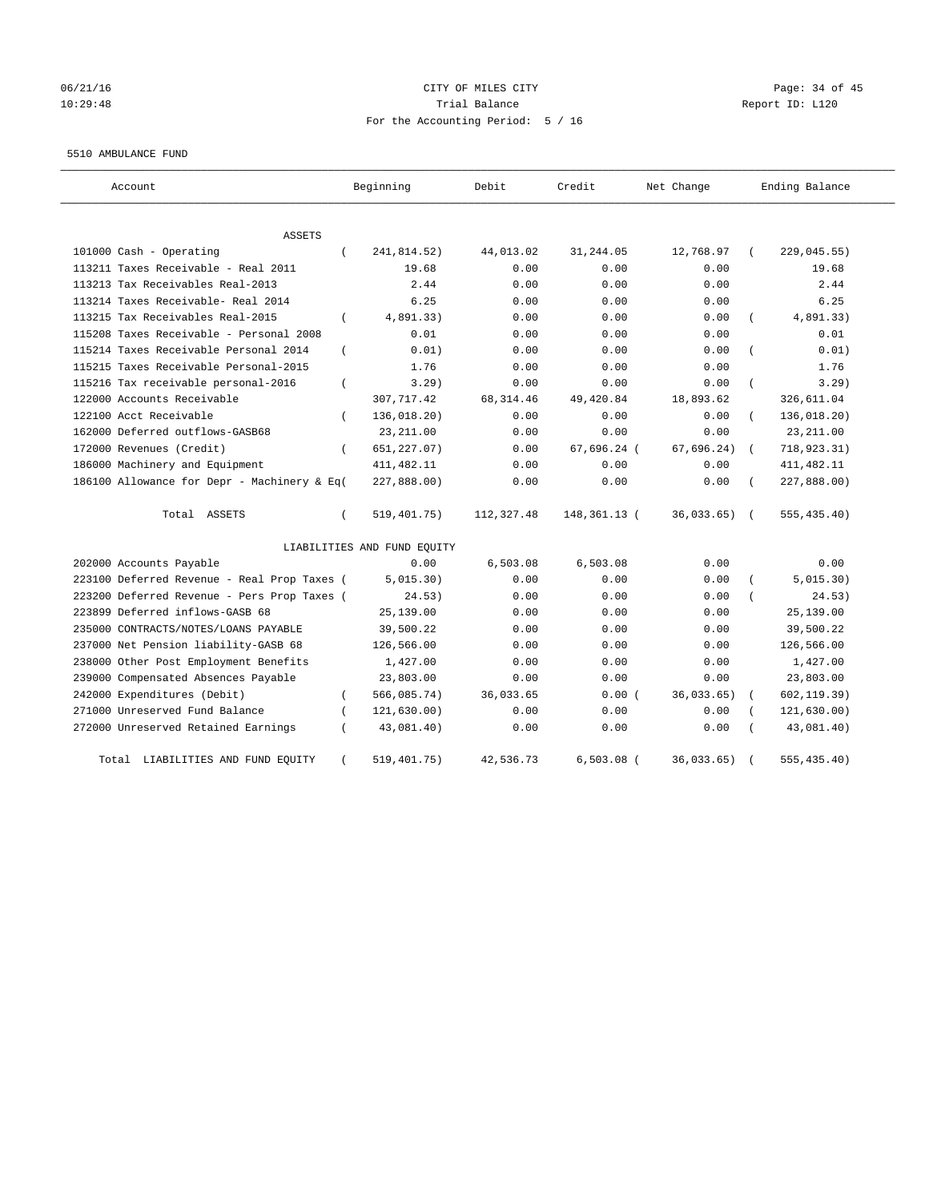CITY OF MILES CITY

Trial Balance

For the Accounting Period: 5 / 16

06/21/16 10:29:48 Report ID: L120

5510 AMBULANCE FUND

| Account | Beginning | Debit | Credit | Net Change | Ending Balance |
|---|---|---|---|---|---|
| ASSETS | | | | | |
| 101000 Cash - Operating | ( 241,814.52) | 44,013.02 | 31,244.05 | 12,768.97 | ( 229,045.55) |
| 113211 Taxes Receivable - Real 2011 | 19.68 | 0.00 | 0.00 | 0.00 | 19.68 |
| 113213 Tax Receivables Real-2013 | 2.44 | 0.00 | 0.00 | 0.00 | 2.44 |
| 113214 Taxes Receivable- Real 2014 | 6.25 | 0.00 | 0.00 | 0.00 | 6.25 |
| 113215 Tax Receivables Real-2015 | ( 4,891.33) | 0.00 | 0.00 | 0.00 | ( 4,891.33) |
| 115208 Taxes Receivable - Personal 2008 | 0.01 | 0.00 | 0.00 | 0.00 | 0.01 |
| 115214 Taxes Receivable Personal 2014 | ( 0.01) | 0.00 | 0.00 | 0.00 | ( 0.01) |
| 115215 Taxes Receivable Personal-2015 | 1.76 | 0.00 | 0.00 | 0.00 | 1.76 |
| 115216 Tax receivable personal-2016 | ( 3.29) | 0.00 | 0.00 | 0.00 | ( 3.29) |
| 122000 Accounts Receivable | 307,717.42 | 68,314.46 | 49,420.84 | 18,893.62 | 326,611.04 |
| 122100 Acct Receivable | ( 136,018.20) | 0.00 | 0.00 | 0.00 | ( 136,018.20) |
| 162000 Deferred outflows-GASB68 | 23,211.00 | 0.00 | 0.00 | 0.00 | 23,211.00 |
| 172000 Revenues (Credit) | ( 651,227.07) | 0.00 | 67,696.24 | ( 67,696.24) | ( 718,923.31) |
| 186000 Machinery and Equipment | 411,482.11 | 0.00 | 0.00 | 0.00 | 411,482.11 |
| 186100 Allowance for Depr - Machinery & Eq | ( 227,888.00) | 0.00 | 0.00 | 0.00 | ( 227,888.00) |
| Total ASSETS | ( 519,401.75) | 112,327.48 | 148,361.13 | ( 36,033.65) | ( 555,435.40) |
| LIABILITIES AND FUND EQUITY | | | | | |
| 202000 Accounts Payable | 0.00 | 6,503.08 | 6,503.08 | 0.00 | 0.00 |
| 223100 Deferred Revenue - Real Prop Taxes | ( 5,015.30) | 0.00 | 0.00 | 0.00 | ( 5,015.30) |
| 223200 Deferred Revenue - Pers Prop Taxes | ( 24.53) | 0.00 | 0.00 | 0.00 | ( 24.53) |
| 223899 Deferred inflows-GASB 68 | 25,139.00 | 0.00 | 0.00 | 0.00 | 25,139.00 |
| 235000 CONTRACTS/NOTES/LOANS PAYABLE | 39,500.22 | 0.00 | 0.00 | 0.00 | 39,500.22 |
| 237000 Net Pension liability-GASB 68 | 126,566.00 | 0.00 | 0.00 | 0.00 | 126,566.00 |
| 238000 Other Post Employment Benefits | 1,427.00 | 0.00 | 0.00 | 0.00 | 1,427.00 |
| 239000 Compensated Absences Payable | 23,803.00 | 0.00 | 0.00 | 0.00 | 23,803.00 |
| 242000 Expenditures (Debit) | ( 566,085.74) | 36,033.65 | 0.00 | ( 36,033.65) | ( 602,119.39) |
| 271000 Unreserved Fund Balance | ( 121,630.00) | 0.00 | 0.00 | 0.00 | ( 121,630.00) |
| 272000 Unreserved Retained Earnings | ( 43,081.40) | 0.00 | 0.00 | 0.00 | ( 43,081.40) |
| Total LIABILITIES AND FUND EQUITY | ( 519,401.75) | 42,536.73 | 6,503.08 | ( 36,033.65) | ( 555,435.40) |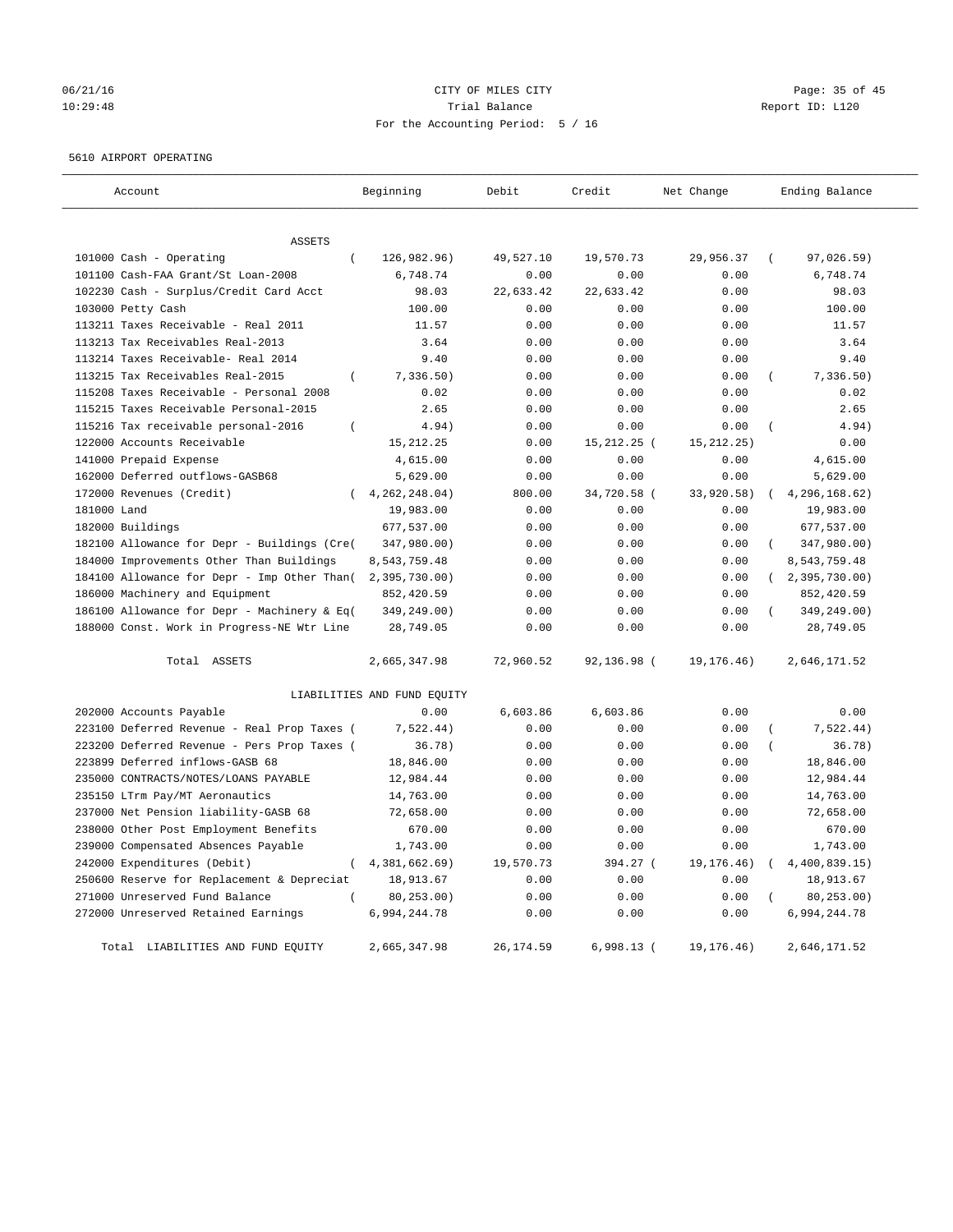CITY OF MILES CITY

Trial Balance

For the Accounting Period: 5 / 16

06/21/16 10:29:48 — Report ID: L120

5610 AIRPORT OPERATING

| Account | Beginning | Debit | Credit | Net Change | Ending Balance |
|---|---|---|---|---|---|
| ASSETS | | | | | |
| 101000 Cash - Operating | (126,982.96) | 49,527.10 | 19,570.73 | 29,956.37 | (97,026.59) |
| 101100 Cash-FAA Grant/St Loan-2008 | 6,748.74 | 0.00 | 0.00 | 0.00 | 6,748.74 |
| 102230 Cash - Surplus/Credit Card Acct | 98.03 | 22,633.42 | 22,633.42 | 0.00 | 98.03 |
| 103000 Petty Cash | 100.00 | 0.00 | 0.00 | 0.00 | 100.00 |
| 113211 Taxes Receivable - Real 2011 | 11.57 | 0.00 | 0.00 | 0.00 | 11.57 |
| 113213 Tax Receivables Real-2013 | 3.64 | 0.00 | 0.00 | 0.00 | 3.64 |
| 113214 Taxes Receivable- Real 2014 | 9.40 | 0.00 | 0.00 | 0.00 | 9.40 |
| 113215 Tax Receivables Real-2015 | (7,336.50) | 0.00 | 0.00 | 0.00 | (7,336.50) |
| 115208 Taxes Receivable - Personal 2008 | 0.02 | 0.00 | 0.00 | 0.00 | 0.02 |
| 115215 Taxes Receivable Personal-2015 | 2.65 | 0.00 | 0.00 | 0.00 | 2.65 |
| 115216 Tax receivable personal-2016 | (4.94) | 0.00 | 0.00 | 0.00 | (4.94) |
| 122000 Accounts Receivable | 15,212.25 | 0.00 | 15,212.25 | (15,212.25) | 0.00 |
| 141000 Prepaid Expense | 4,615.00 | 0.00 | 0.00 | 0.00 | 4,615.00 |
| 162000 Deferred outflows-GASB68 | 5,629.00 | 0.00 | 0.00 | 0.00 | 5,629.00 |
| 172000 Revenues (Credit) | (4,262,248.04) | 800.00 | 34,720.58 | (33,920.58) | (4,296,168.62) |
| 181000 Land | 19,983.00 | 0.00 | 0.00 | 0.00 | 19,983.00 |
| 182000 Buildings | 677,537.00 | 0.00 | 0.00 | 0.00 | 677,537.00 |
| 182100 Allowance for Depr - Buildings (Cre( | 347,980.00) | 0.00 | 0.00 | 0.00 | (347,980.00) |
| 184000 Improvements Other Than Buildings | 8,543,759.48 | 0.00 | 0.00 | 0.00 | 8,543,759.48 |
| 184100 Allowance for Depr - Imp Other Than( | 2,395,730.00) | 0.00 | 0.00 | 0.00 | (2,395,730.00) |
| 186000 Machinery and Equipment | 852,420.59 | 0.00 | 0.00 | 0.00 | 852,420.59 |
| 186100 Allowance for Depr - Machinery & Eq( | 349,249.00) | 0.00 | 0.00 | 0.00 | (349,249.00) |
| 188000 Const. Work in Progress-NE Wtr Line | 28,749.05 | 0.00 | 0.00 | 0.00 | 28,749.05 |
| Total ASSETS | 2,665,347.98 | 72,960.52 | 92,136.98 | (19,176.46) | 2,646,171.52 |
| LIABILITIES AND FUND EQUITY | | | | | |
| 202000 Accounts Payable | 0.00 | 6,603.86 | 6,603.86 | 0.00 | 0.00 |
| 223100 Deferred Revenue - Real Prop Taxes ( | 7,522.44) | 0.00 | 0.00 | 0.00 | (7,522.44) |
| 223200 Deferred Revenue - Pers Prop Taxes ( | 36.78) | 0.00 | 0.00 | 0.00 | (36.78) |
| 223899 Deferred inflows-GASB 68 | 18,846.00 | 0.00 | 0.00 | 0.00 | 18,846.00 |
| 235000 CONTRACTS/NOTES/LOANS PAYABLE | 12,984.44 | 0.00 | 0.00 | 0.00 | 12,984.44 |
| 235150 LTrm Pay/MT Aeronautics | 14,763.00 | 0.00 | 0.00 | 0.00 | 14,763.00 |
| 237000 Net Pension liability-GASB 68 | 72,658.00 | 0.00 | 0.00 | 0.00 | 72,658.00 |
| 238000 Other Post Employment Benefits | 670.00 | 0.00 | 0.00 | 0.00 | 670.00 |
| 239000 Compensated Absences Payable | 1,743.00 | 0.00 | 0.00 | 0.00 | 1,743.00 |
| 242000 Expenditures (Debit) | (4,381,662.69) | 19,570.73 | 394.27 | (19,176.46) | (4,400,839.15) |
| 250600 Reserve for Replacement & Depreciat | 18,913.67 | 0.00 | 0.00 | 0.00 | 18,913.67 |
| 271000 Unreserved Fund Balance | (80,253.00) | 0.00 | 0.00 | 0.00 | (80,253.00) |
| 272000 Unreserved Retained Earnings | 6,994,244.78 | 0.00 | 0.00 | 0.00 | 6,994,244.78 |
| Total LIABILITIES AND FUND EQUITY | 2,665,347.98 | 26,174.59 | 6,998.13 | (19,176.46) | 2,646,171.52 |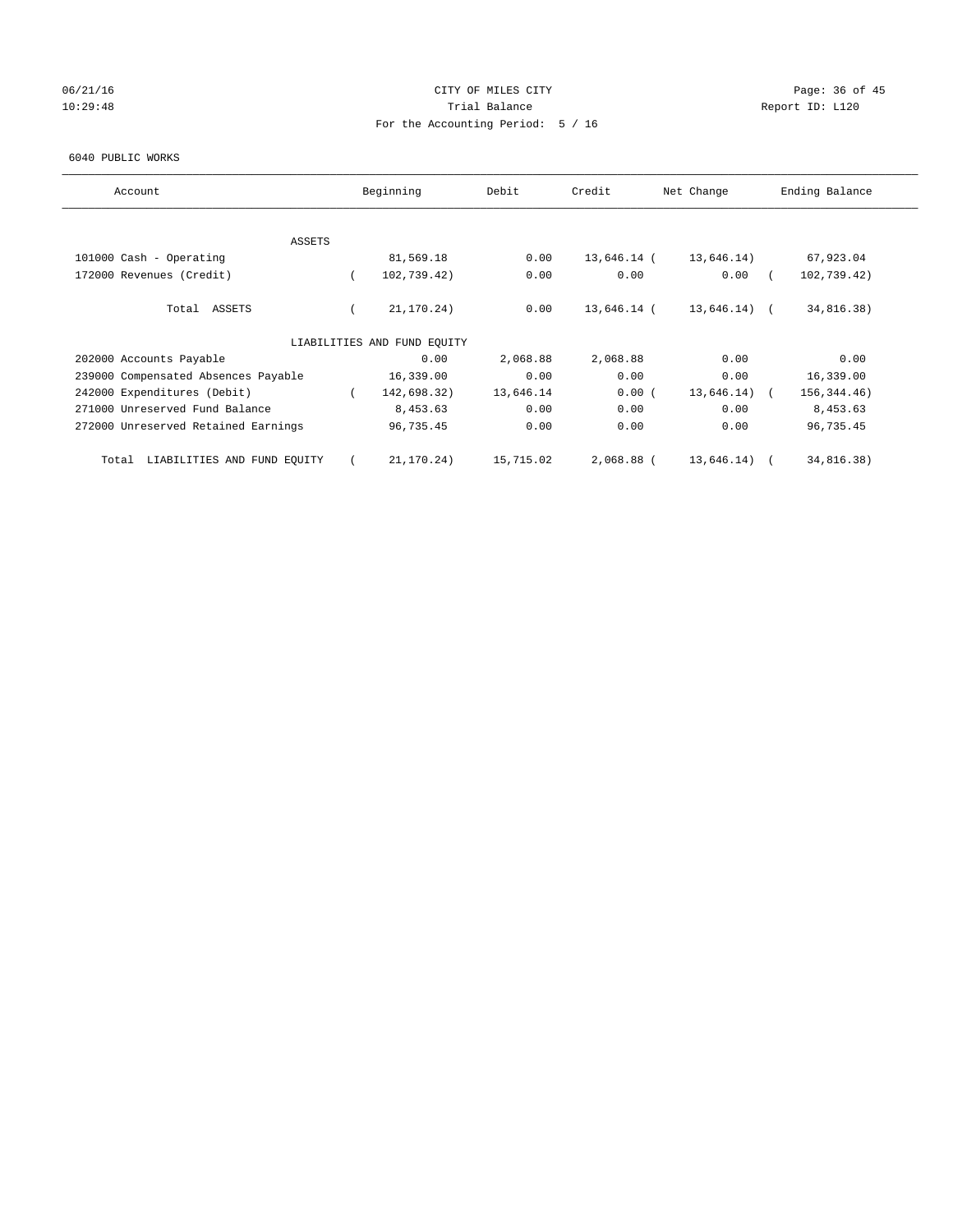CITY OF MILES CITY

Trial Balance

For the Accounting Period: 5 / 16

06/21/16
10:29:48

Report ID: L120

6040 PUBLIC WORKS

| Account | Beginning | Debit | Credit | Net Change | Ending Balance |
|---|---|---|---|---|---|
| ASSETS | | | | | |
| 101000 Cash - Operating | 81,569.18 | 0.00 | 13,646.14 | (13,646.14) | 67,923.04 |
| 172000 Revenues (Credit) | (102,739.42) | 0.00 | 0.00 | 0.00 | (102,739.42) |
| Total ASSETS | (21,170.24) | 0.00 | 13,646.14 | (13,646.14) | (34,816.38) |
| LIABILITIES AND FUND EQUITY | | | | | |
| 202000 Accounts Payable | 0.00 | 2,068.88 | 2,068.88 | 0.00 | 0.00 |
| 239000 Compensated Absences Payable | 16,339.00 | 0.00 | 0.00 | 0.00 | 16,339.00 |
| 242000 Expenditures (Debit) | (142,698.32) | 13,646.14 | 0.00 | (13,646.14) | (156,344.46) |
| 271000 Unreserved Fund Balance | 8,453.63 | 0.00 | 0.00 | 0.00 | 8,453.63 |
| 272000 Unreserved Retained Earnings | 96,735.45 | 0.00 | 0.00 | 0.00 | 96,735.45 |
| Total LIABILITIES AND FUND EQUITY | (21,170.24) | 15,715.02 | 2,068.88 | (13,646.14) | (34,816.38) |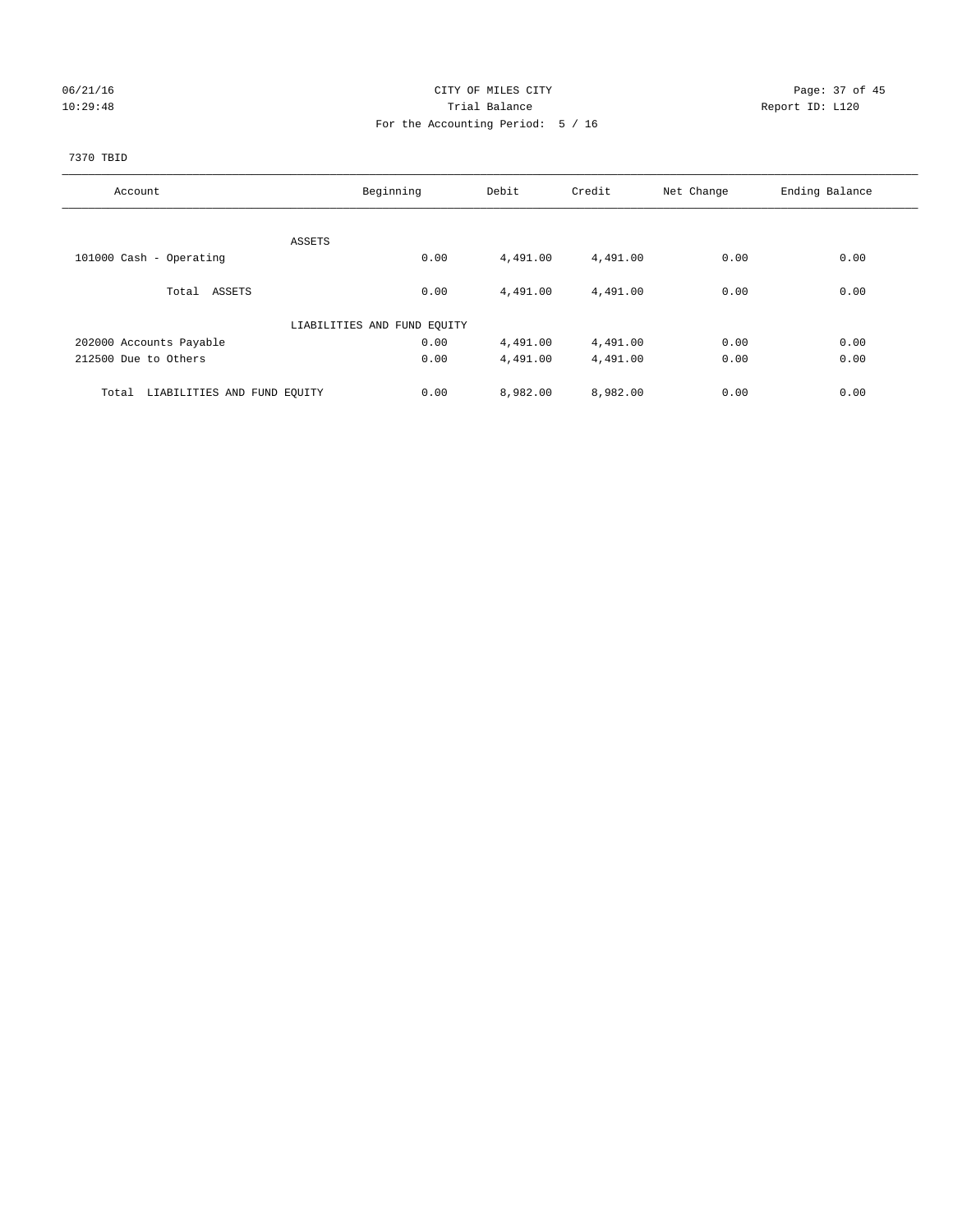CITY OF MILES CITY

Trial Balance

For the Accounting Period: 5 / 16

06/21/16 10:29:48 — Report ID: L120

7370 TBID

| Account | Beginning | Debit | Credit | Net Change | Ending Balance |
|---|---|---|---|---|---|
| ASSETS | | | | | |
| 101000 Cash - Operating | 0.00 | 4,491.00 | 4,491.00 | 0.00 | 0.00 |
| Total ASSETS | 0.00 | 4,491.00 | 4,491.00 | 0.00 | 0.00 |
| LIABILITIES AND FUND EQUITY | | | | | |
| 202000 Accounts Payable | 0.00 | 4,491.00 | 4,491.00 | 0.00 | 0.00 |
| 212500 Due to Others | 0.00 | 4,491.00 | 4,491.00 | 0.00 | 0.00 |
| Total LIABILITIES AND FUND EQUITY | 0.00 | 8,982.00 | 8,982.00 | 0.00 | 0.00 |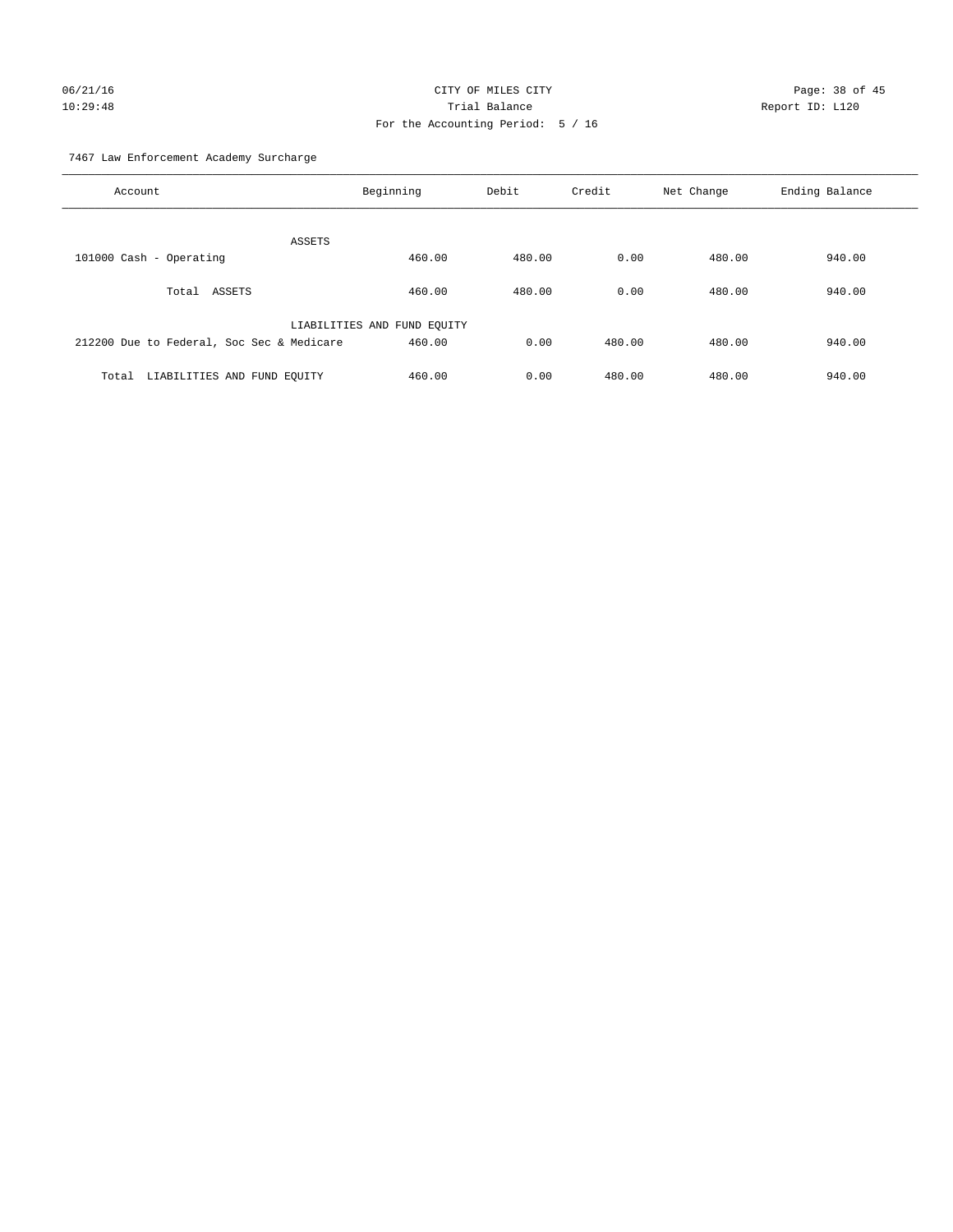CITY OF MILES CITY

Trial Balance

For the Accounting Period: 5 / 16

Report ID: L120

06/21/16
10:29:48

7467 Law Enforcement Academy Surcharge

| Account | Beginning | Debit | Credit | Net Change | Ending Balance |
|---|---|---|---|---|---|
| ASSETS | | | | | |
| 101000 Cash - Operating | 460.00 | 480.00 | 0.00 | 480.00 | 940.00 |
| Total ASSETS | 460.00 | 480.00 | 0.00 | 480.00 | 940.00 |
| LIABILITIES AND FUND EQUITY | | | | | |
| 212200 Due to Federal, Soc Sec & Medicare | 460.00 | 0.00 | 480.00 | 480.00 | 940.00 |
| Total LIABILITIES AND FUND EQUITY | 460.00 | 0.00 | 480.00 | 480.00 | 940.00 |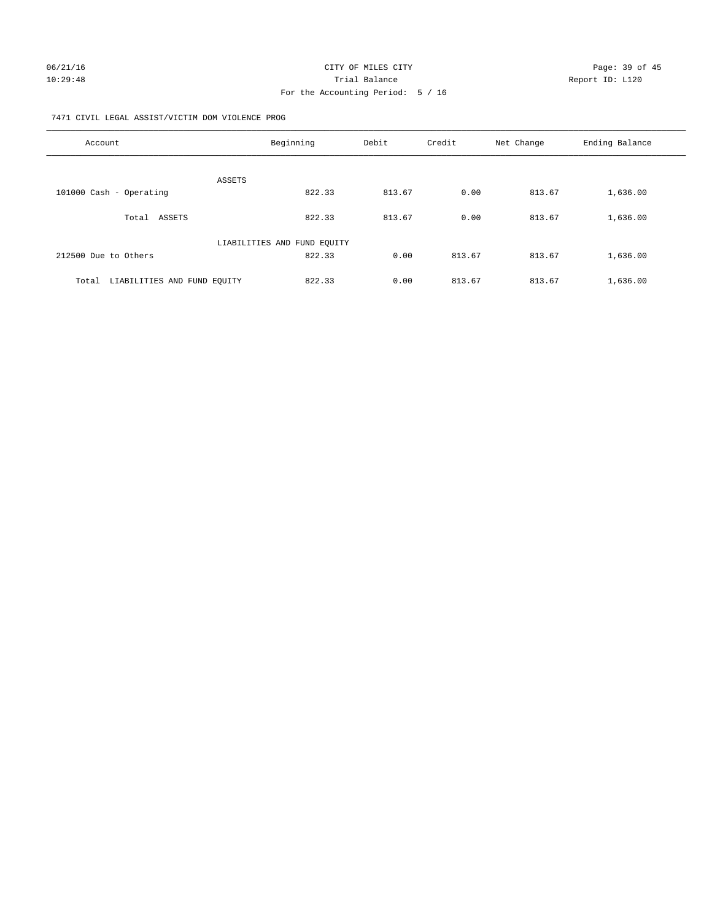CITY OF MILES CITY

Trial Balance

For the Accounting Period: 5 / 16

06/21/16 10:29:48 Report ID: L120

7471 CIVIL LEGAL ASSIST/VICTIM DOM VIOLENCE PROG

| Account | Beginning | Debit | Credit | Net Change | Ending Balance |
|---|---|---|---|---|---|
| ASSETS | | | | | |
| 101000 Cash - Operating | 822.33 | 813.67 | 0.00 | 813.67 | 1,636.00 |
| Total ASSETS | 822.33 | 813.67 | 0.00 | 813.67 | 1,636.00 |
| LIABILITIES AND FUND EQUITY | | | | | |
| 212500 Due to Others | 822.33 | 0.00 | 813.67 | 813.67 | 1,636.00 |
| Total LIABILITIES AND FUND EQUITY | 822.33 | 0.00 | 813.67 | 813.67 | 1,636.00 |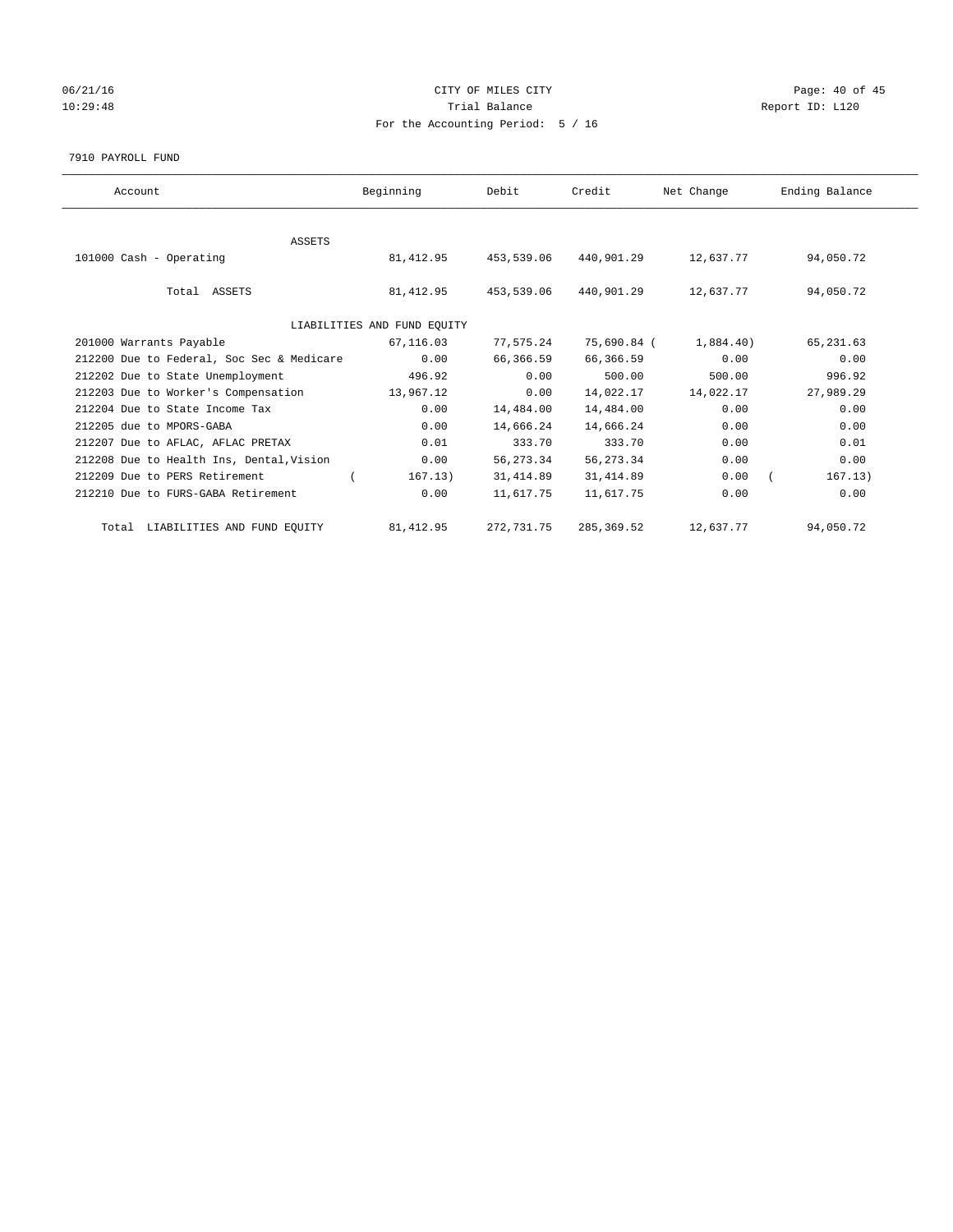CITY OF MILES CITY

Trial Balance

For the Accounting Period: 5 / 16

06/21/16 10:29:48 — Report ID: L120

7910 PAYROLL FUND

| Account | Beginning | Debit | Credit | Net Change | Ending Balance |
|---|---|---|---|---|---|
| ASSETS | | | | | |
| 101000 Cash - Operating | 81,412.95 | 453,539.06 | 440,901.29 | 12,637.77 | 94,050.72 |
| Total ASSETS | 81,412.95 | 453,539.06 | 440,901.29 | 12,637.77 | 94,050.72 |
| LIABILITIES AND FUND EQUITY | | | | | |
| 201000 Warrants Payable | 67,116.03 | 77,575.24 | 75,690.84 | (1,884.40) | 65,231.63 |
| 212200 Due to Federal, Soc Sec & Medicare | 0.00 | 66,366.59 | 66,366.59 | 0.00 | 0.00 |
| 212202 Due to State Unemployment | 496.92 | 0.00 | 500.00 | 500.00 | 996.92 |
| 212203 Due to Worker's Compensation | 13,967.12 | 0.00 | 14,022.17 | 14,022.17 | 27,989.29 |
| 212204 Due to State Income Tax | 0.00 | 14,484.00 | 14,484.00 | 0.00 | 0.00 |
| 212205 due to MPORS-GABA | 0.00 | 14,666.24 | 14,666.24 | 0.00 | 0.00 |
| 212207 Due to AFLAC, AFLAC PRETAX | 0.01 | 333.70 | 333.70 | 0.00 | 0.01 |
| 212208 Due to Health Ins, Dental,Vision | 0.00 | 56,273.34 | 56,273.34 | 0.00 | 0.00 |
| 212209 Due to PERS Retirement | (167.13) | 31,414.89 | 31,414.89 | 0.00 | (167.13) |
| 212210 Due to FURS-GABA Retirement | 0.00 | 11,617.75 | 11,617.75 | 0.00 | 0.00 |
| Total LIABILITIES AND FUND EQUITY | 81,412.95 | 272,731.75 | 285,369.52 | 12,637.77 | 94,050.72 |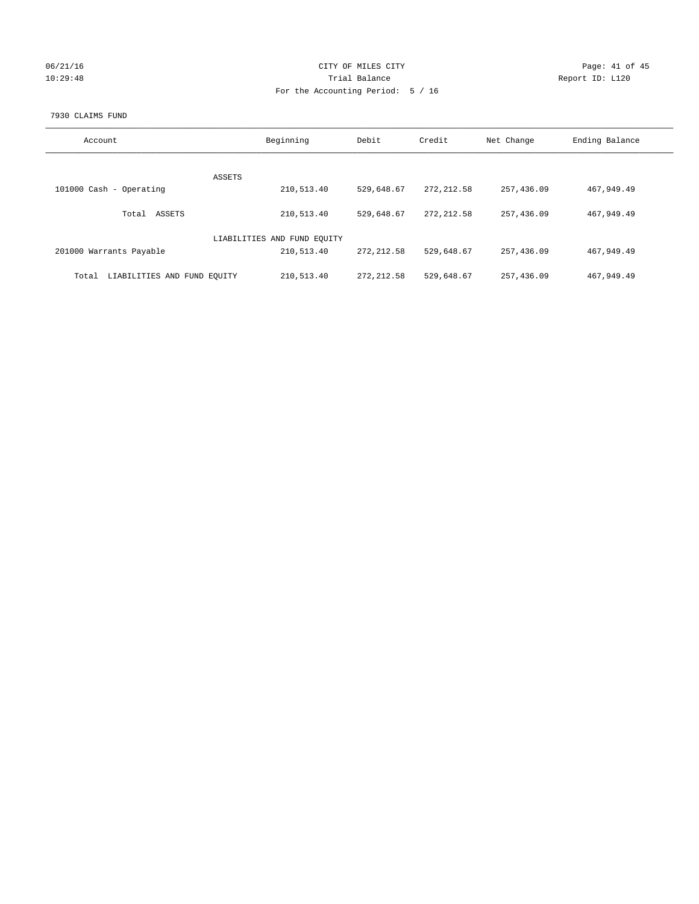CITY OF MILES CITY
Trial Balance
For the Accounting Period: 5 / 16

06/21/16
10:29:48

Report ID: L120

7930 CLAIMS FUND

| Account | Beginning | Debit | Credit | Net Change | Ending Balance |
|---|---|---|---|---|---|
| ASSETS | | | | | |
| 101000 Cash - Operating | 210,513.40 | 529,648.67 | 272,212.58 | 257,436.09 | 467,949.49 |
| Total ASSETS | 210,513.40 | 529,648.67 | 272,212.58 | 257,436.09 | 467,949.49 |
| LIABILITIES AND FUND EQUITY | | | | | |
| 201000 Warrants Payable | 210,513.40 | 272,212.58 | 529,648.67 | 257,436.09 | 467,949.49 |
| Total LIABILITIES AND FUND EQUITY | 210,513.40 | 272,212.58 | 529,648.67 | 257,436.09 | 467,949.49 |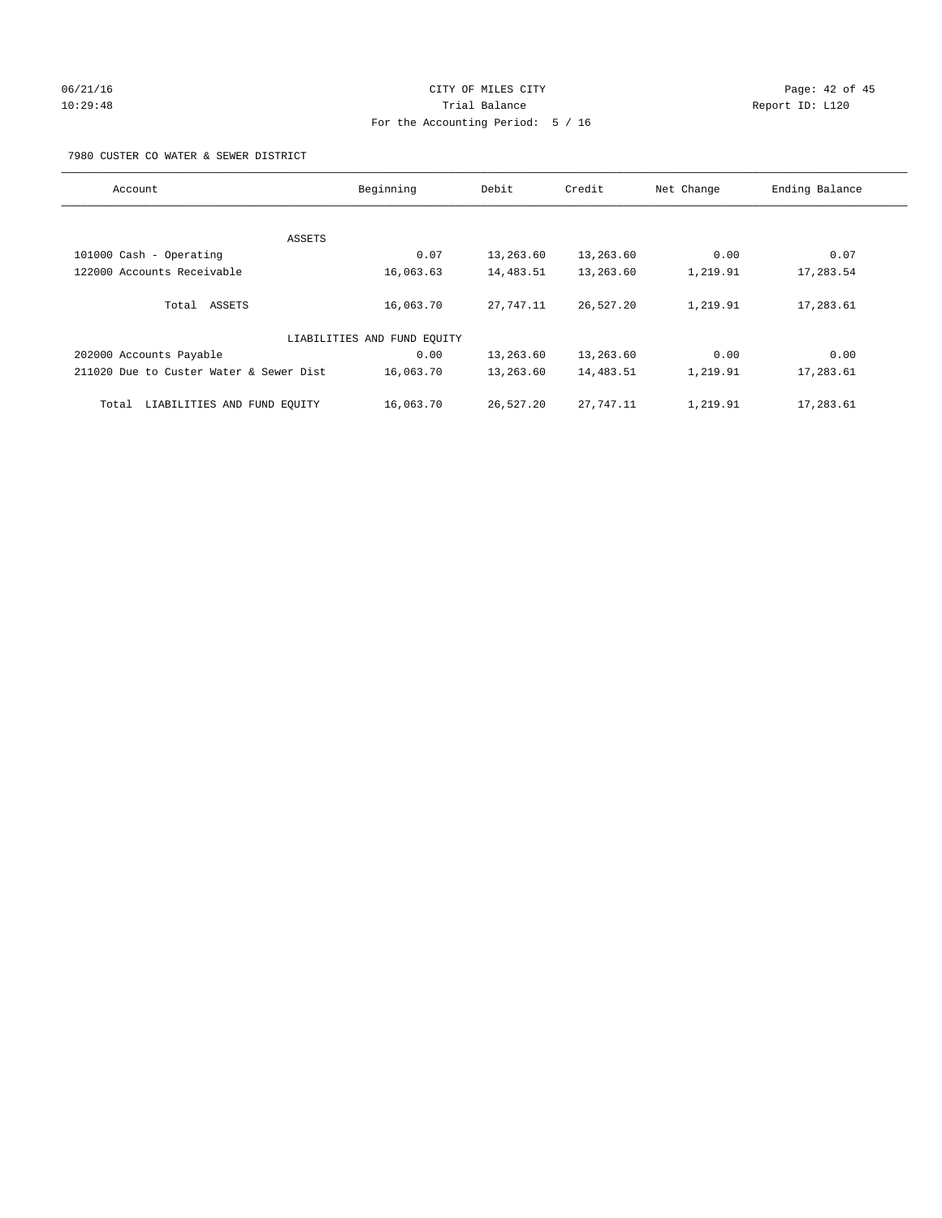CITY OF MILES CITY
Trial Balance
For the Accounting Period: 5 / 16

06/21/16
10:29:48

Report ID: L120

7980 CUSTER CO WATER & SEWER DISTRICT

| Account | Beginning | Debit | Credit | Net Change | Ending Balance |
|---|---|---|---|---|---|
| ASSETS | | | | | |
| 101000 Cash - Operating | 0.07 | 13,263.60 | 13,263.60 | 0.00 | 0.07 |
| 122000 Accounts Receivable | 16,063.63 | 14,483.51 | 13,263.60 | 1,219.91 | 17,283.54 |
| Total ASSETS | 16,063.70 | 27,747.11 | 26,527.20 | 1,219.91 | 17,283.61 |
| LIABILITIES AND FUND EQUITY | | | | | |
| 202000 Accounts Payable | 0.00 | 13,263.60 | 13,263.60 | 0.00 | 0.00 |
| 211020 Due to Custer Water & Sewer Dist | 16,063.70 | 13,263.60 | 14,483.51 | 1,219.91 | 17,283.61 |
| Total LIABILITIES AND FUND EQUITY | 16,063.70 | 26,527.20 | 27,747.11 | 1,219.91 | 17,283.61 |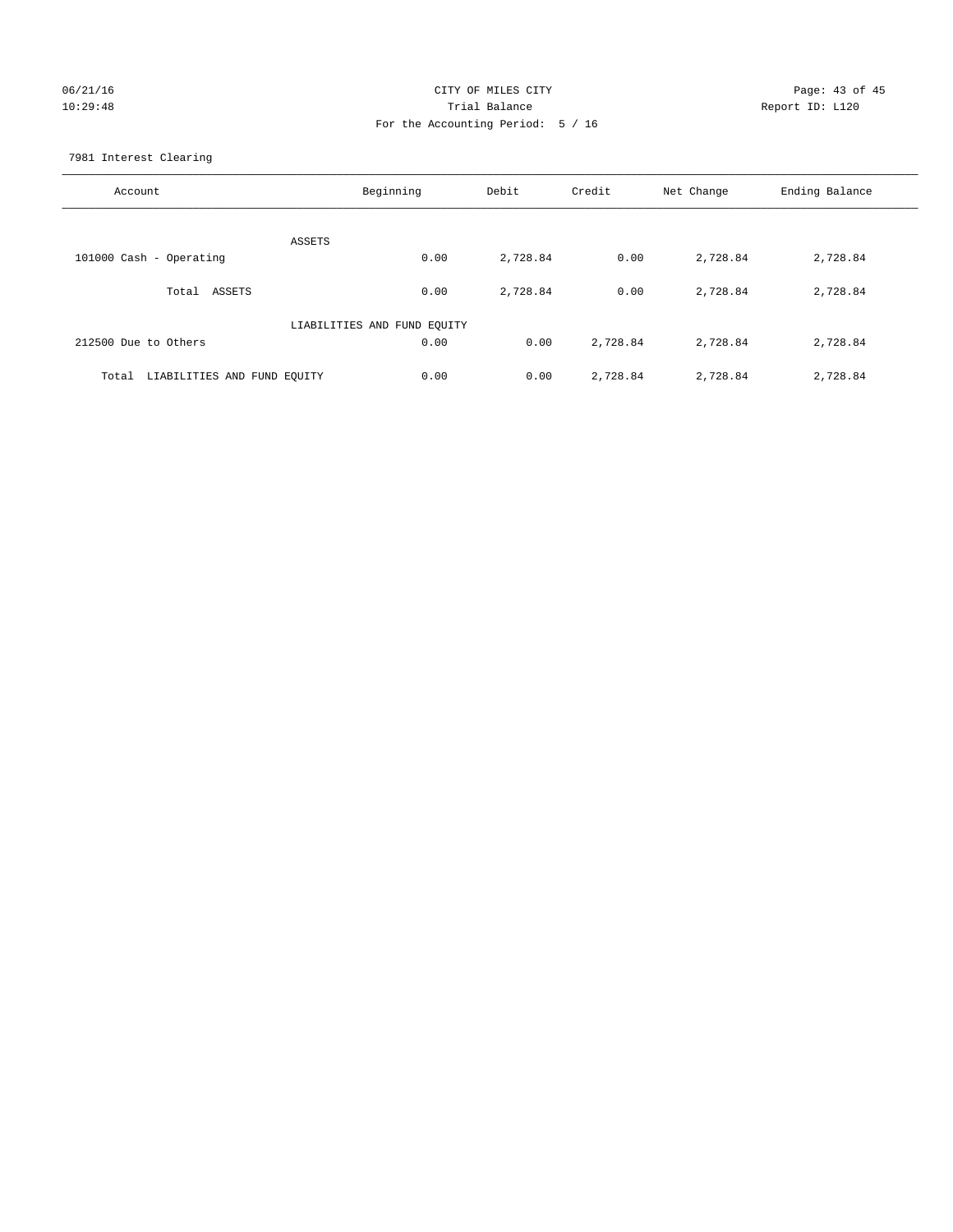CITY OF MILES CITY

Trial Balance

For the Accounting Period: 5 / 16

06/21/16 10:29:48

Report ID: L120

7981 Interest Clearing

| Account | Beginning | Debit | Credit | Net Change | Ending Balance |
|---|---|---|---|---|---|
| ASSETS | | | | | |
| 101000 Cash - Operating | 0.00 | 2,728.84 | 0.00 | 2,728.84 | 2,728.84 |
| Total ASSETS | 0.00 | 2,728.84 | 0.00 | 2,728.84 | 2,728.84 |
| LIABILITIES AND FUND EQUITY | | | | | |
| 212500 Due to Others | 0.00 | 0.00 | 2,728.84 | 2,728.84 | 2,728.84 |
| Total LIABILITIES AND FUND EQUITY | 0.00 | 0.00 | 2,728.84 | 2,728.84 | 2,728.84 |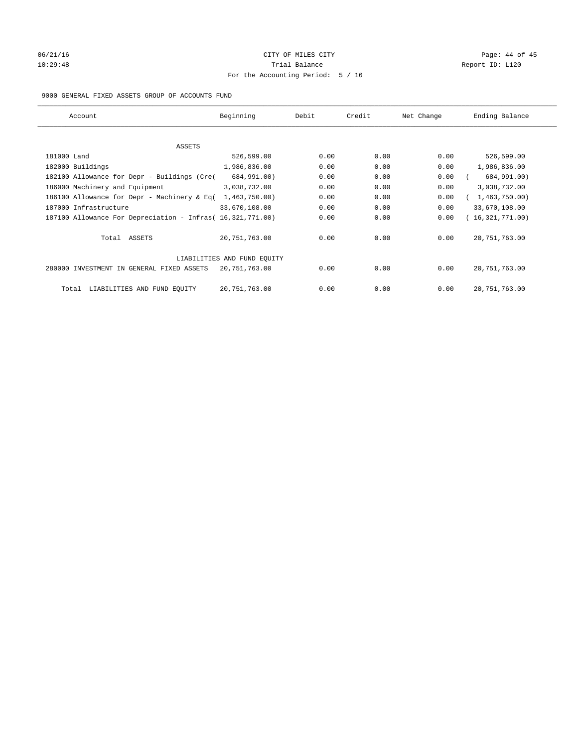CITY OF MILES CITY
Trial Balance
For the Accounting Period: 5 / 16

06/21/16
10:29:48

Report ID: L120

9000 GENERAL FIXED ASSETS GROUP OF ACCOUNTS FUND

| Account | Beginning | Debit | Credit | Net Change | Ending Balance |
|---|---|---|---|---|---|
| ASSETS | | | | | |
| 181000 Land | 526,599.00 | 0.00 | 0.00 | 0.00 | 526,599.00 |
| 182000 Buildings | 1,986,836.00 | 0.00 | 0.00 | 0.00 | 1,986,836.00 |
| 182100 Allowance for Depr - Buildings (Cre( | 684,991.00) | 0.00 | 0.00 | 0.00 | ( 684,991.00) |
| 186000 Machinery and Equipment | 3,038,732.00 | 0.00 | 0.00 | 0.00 | 3,038,732.00 |
| 186100 Allowance for Depr - Machinery & Eq( | 1,463,750.00) | 0.00 | 0.00 | 0.00 | ( 1,463,750.00) |
| 187000 Infrastructure | 33,670,108.00 | 0.00 | 0.00 | 0.00 | 33,670,108.00 |
| 187100 Allowance For Depreciation - Infras( | 16,321,771.00) | 0.00 | 0.00 | 0.00 | ( 16,321,771.00) |
| Total ASSETS | 20,751,763.00 | 0.00 | 0.00 | 0.00 | 20,751,763.00 |
| LIABILITIES AND FUND EQUITY | | | | | |
| 280000 INVESTMENT IN GENERAL FIXED ASSETS | 20,751,763.00 | 0.00 | 0.00 | 0.00 | 20,751,763.00 |
| Total LIABILITIES AND FUND EQUITY | 20,751,763.00 | 0.00 | 0.00 | 0.00 | 20,751,763.00 |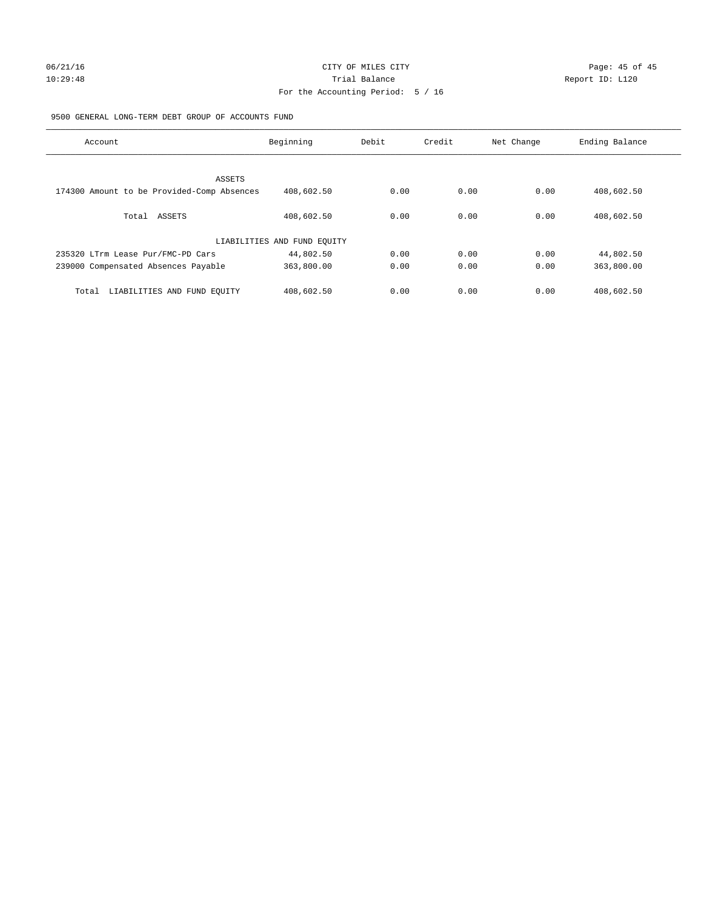CITY OF MILES CITY
Trial Balance
For the Accounting Period: 5 / 16

9500 GENERAL LONG-TERM DEBT GROUP OF ACCOUNTS FUND

| Account | Beginning | Debit | Credit | Net Change | Ending Balance |
|---|---|---|---|---|---|
| ASSETS | | | | | |
| 174300 Amount to be Provided-Comp Absences | 408,602.50 | 0.00 | 0.00 | 0.00 | 408,602.50 |
| Total ASSETS | 408,602.50 | 0.00 | 0.00 | 0.00 | 408,602.50 |
| LIABILITIES AND FUND EQUITY | | | | | |
| 235320 LTrm Lease Pur/FMC-PD Cars | 44,802.50 | 0.00 | 0.00 | 0.00 | 44,802.50 |
| 239000 Compensated Absences Payable | 363,800.00 | 0.00 | 0.00 | 0.00 | 363,800.00 |
| Total LIABILITIES AND FUND EQUITY | 408,602.50 | 0.00 | 0.00 | 0.00 | 408,602.50 |